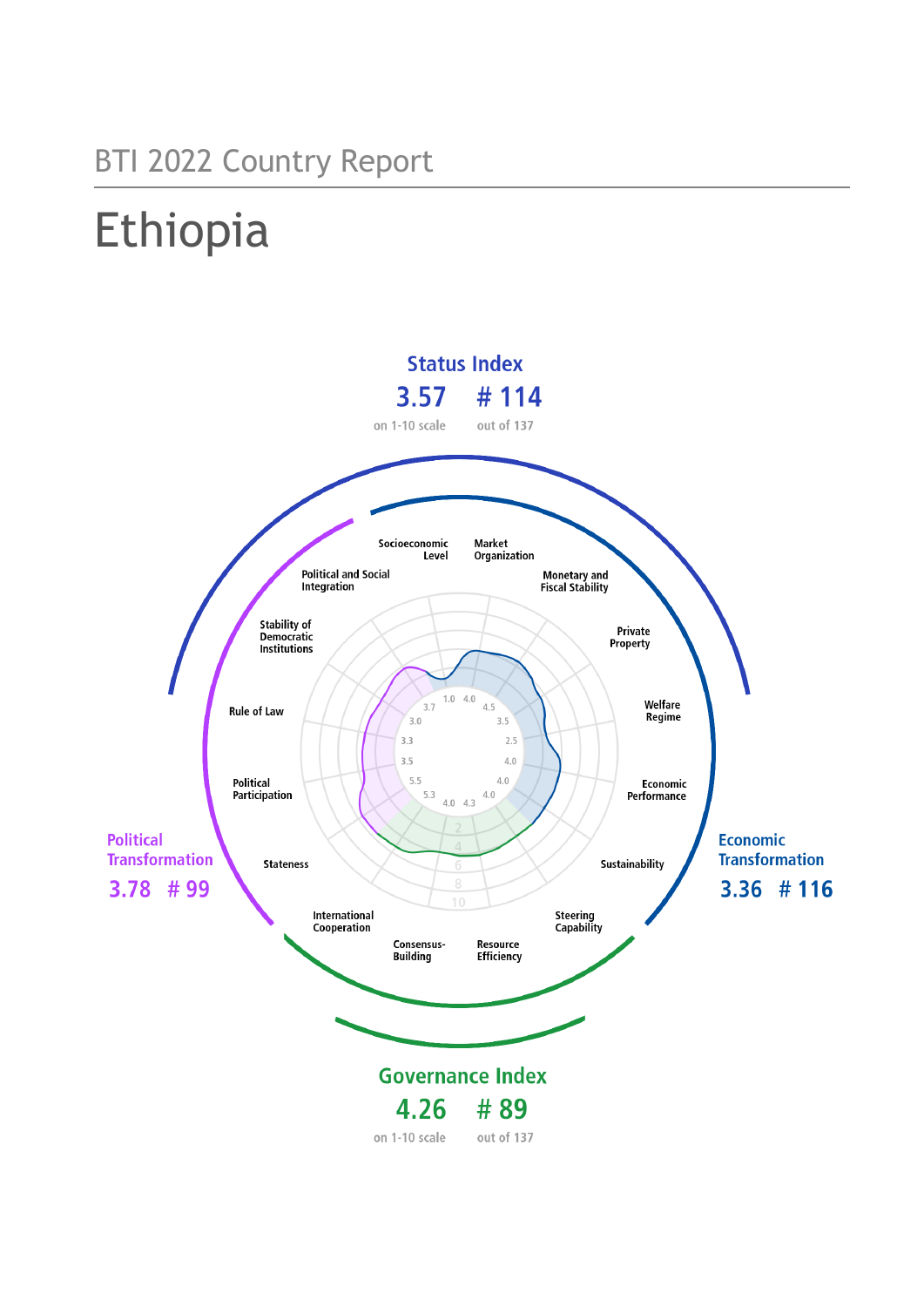BTI 2022 Country Report

# Ethiopia

**Status Index**

**3.57** on 1-10 scale

**# 114** out of 137

**Political Transformation**

**3.78 # 99**

**Economic Transformation**

**3.36 # 116**

**Governance Index**

**4.26** on 1-10 scale

**# 89** out of 137

| Criterion | Score |
|---|---|
| Stateness | 5.3 |
| Political Participation | 5.5 |
| Rule of Law | 3.5 |
| Stability of Democratic Institutions | 3.3 |
| Political and Social Integration | 3.0 |
| Socioeconomic Level | 1.0 |
| Market Organization | 4.0 |
| Monetary and Fiscal Stability | 4.5 |
| Private Property | 3.5 |
| Welfare Regime | 2.5 |
| Economic Performance | 4.0 |
| Sustainability | 4.0 |
| Steering Capability | 4.0 |
| Resource Efficiency | 4.3 |
| Consensus-Building | 4.0 |
| International Cooperation | 5.3 |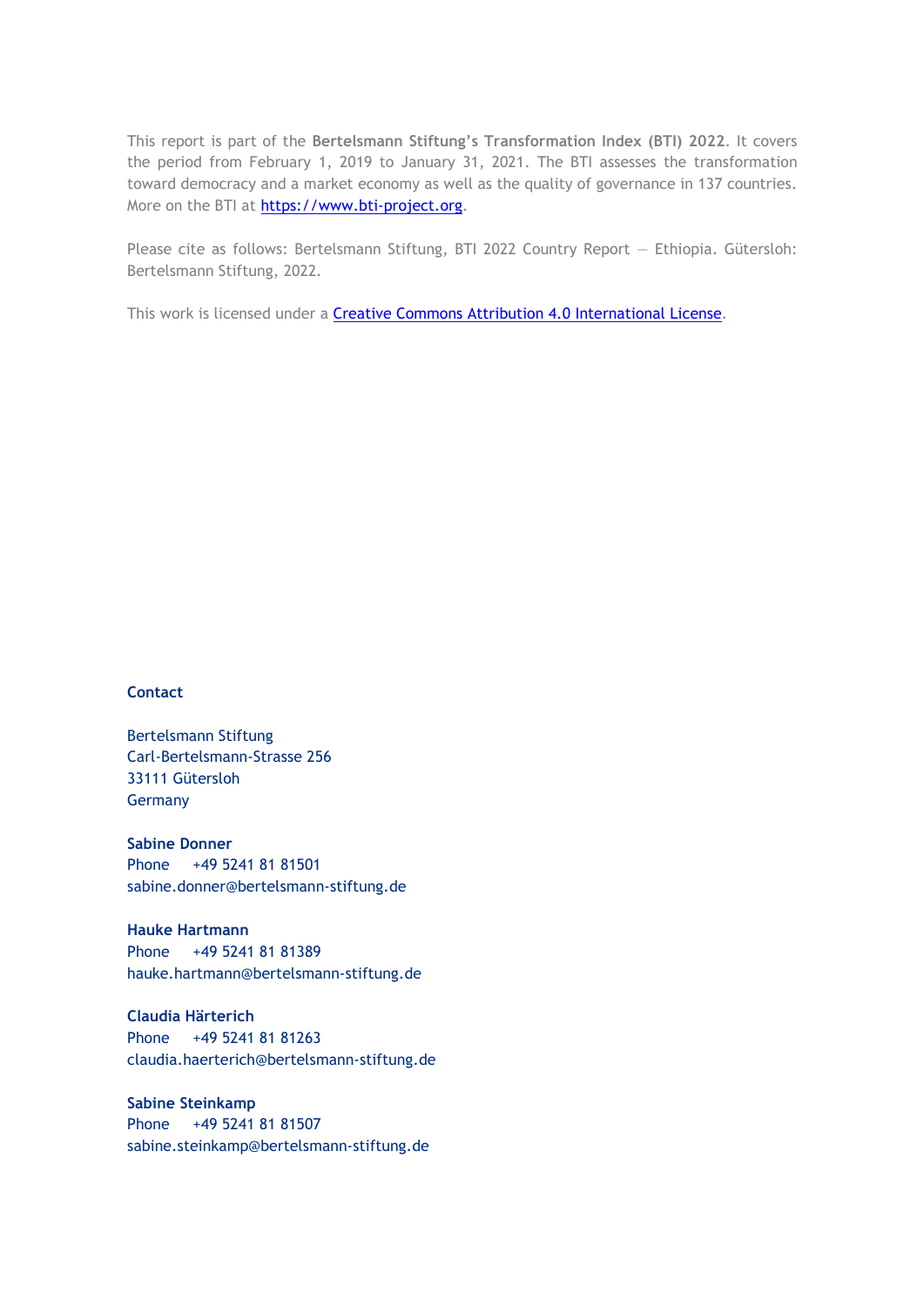This report is part of the **Bertelsmann Stiftung's Transformation Index (BTI) 2022**. It covers the period from February 1, 2019 to January 31, 2021. The BTI assesses the transformation toward democracy and a market economy as well as the quality of governance in 137 countries. More on the BTI at [https://www.bti-project.org](https://www.bti-project.org).

Please cite as follows: Bertelsmann Stiftung, BTI 2022 Country Report — Ethiopia. Gütersloh: Bertelsmann Stiftung, 2022.

This work is licensed under a [Creative Commons Attribution 4.0 International License](https://creativecommons.org/licenses/by/4.0/).

**Contact**

Bertelsmann Stiftung
Carl-Bertelsmann-Strasse 256
33111 Gütersloh
Germany

**Sabine Donner**
Phone +49 5241 81 81501
sabine.donner@bertelsmann-stiftung.de

**Hauke Hartmann**
Phone +49 5241 81 81389
hauke.hartmann@bertelsmann-stiftung.de

**Claudia Härterich**
Phone +49 5241 81 81263
claudia.haerterich@bertelsmann-stiftung.de

**Sabine Steinkamp**
Phone +49 5241 81 81507
sabine.steinkamp@bertelsmann-stiftung.de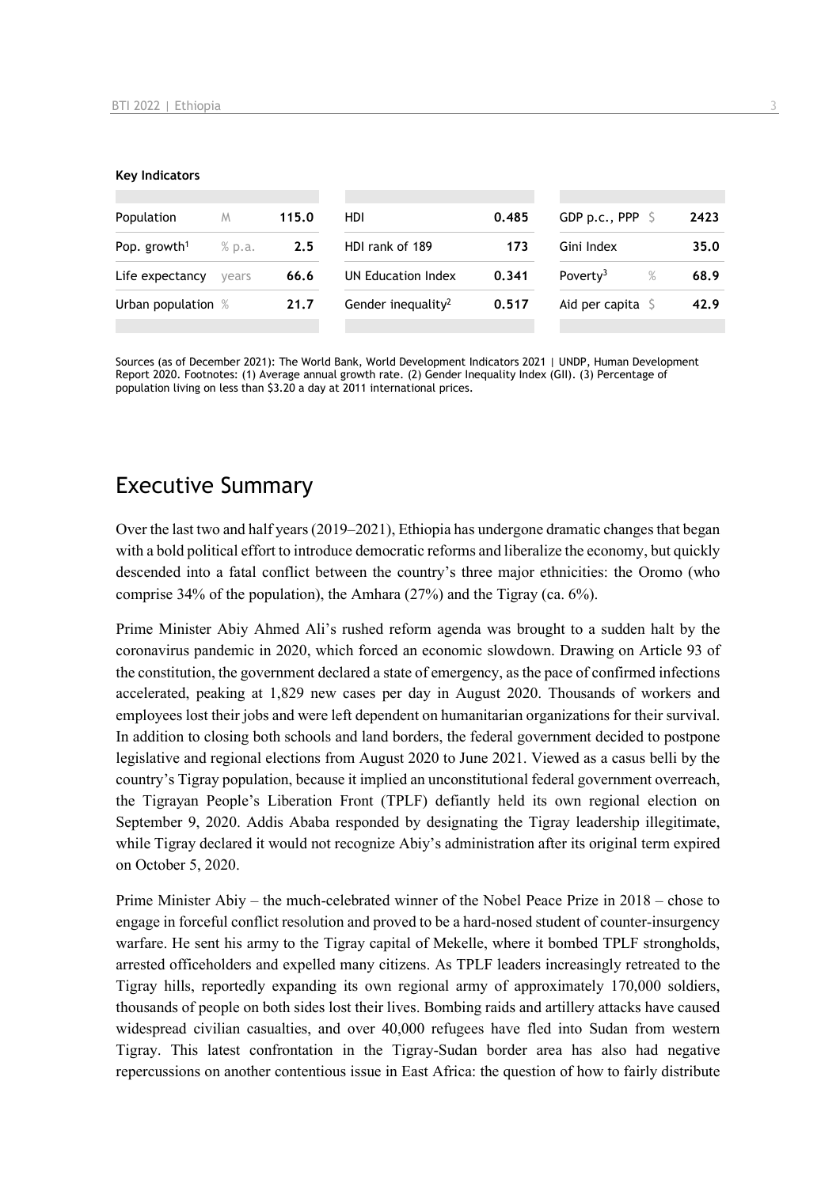**Key Indicators**

| Population | M | 115.0 | HDI | 0.485 | GDP p.c., PPP | $ | 2423 |
|---|---|---|---|---|---|---|---|
| Pop. growth[1] | % p.a. | 2.5 | HDI rank of 189 | 173 | Gini Index | | 35.0 |
| Life expectancy | years | 66.6 | UN Education Index | 0.341 | Poverty[3] | % | 68.9 |
| Urban population | % | 21.7 | Gender inequality[2] | 0.517 | Aid per capita | $ | 42.9 |

Sources (as of December 2021): The World Bank, World Development Indicators 2021 | UNDP, Human Development Report 2020. Footnotes: (1) Average annual growth rate. (2) Gender Inequality Index (GII). (3) Percentage of population living on less than $3.20 a day at 2011 international prices.

# Executive Summary

Over the last two and half years (2019–2021), Ethiopia has undergone dramatic changes that began with a bold political effort to introduce democratic reforms and liberalize the economy, but quickly descended into a fatal conflict between the country's three major ethnicities: the Oromo (who comprise 34% of the population), the Amhara (27%) and the Tigray (ca. 6%).

Prime Minister Abiy Ahmed Ali's rushed reform agenda was brought to a sudden halt by the coronavirus pandemic in 2020, which forced an economic slowdown. Drawing on Article 93 of the constitution, the government declared a state of emergency, as the pace of confirmed infections accelerated, peaking at 1,829 new cases per day in August 2020. Thousands of workers and employees lost their jobs and were left dependent on humanitarian organizations for their survival. In addition to closing both schools and land borders, the federal government decided to postpone legislative and regional elections from August 2020 to June 2021. Viewed as a casus belli by the country's Tigray population, because it implied an unconstitutional federal government overreach, the Tigrayan People's Liberation Front (TPLF) defiantly held its own regional election on September 9, 2020. Addis Ababa responded by designating the Tigray leadership illegitimate, while Tigray declared it would not recognize Abiy's administration after its original term expired on October 5, 2020.

Prime Minister Abiy – the much-celebrated winner of the Nobel Peace Prize in 2018 – chose to engage in forceful conflict resolution and proved to be a hard-nosed student of counter-insurgency warfare. He sent his army to the Tigray capital of Mekelle, where it bombed TPLF strongholds, arrested officeholders and expelled many citizens. As TPLF leaders increasingly retreated to the Tigray hills, reportedly expanding its own regional army of approximately 170,000 soldiers, thousands of people on both sides lost their lives. Bombing raids and artillery attacks have caused widespread civilian casualties, and over 40,000 refugees have fled into Sudan from western Tigray. This latest confrontation in the Tigray-Sudan border area has also had negative repercussions on another contentious issue in East Africa: the question of how to fairly distribute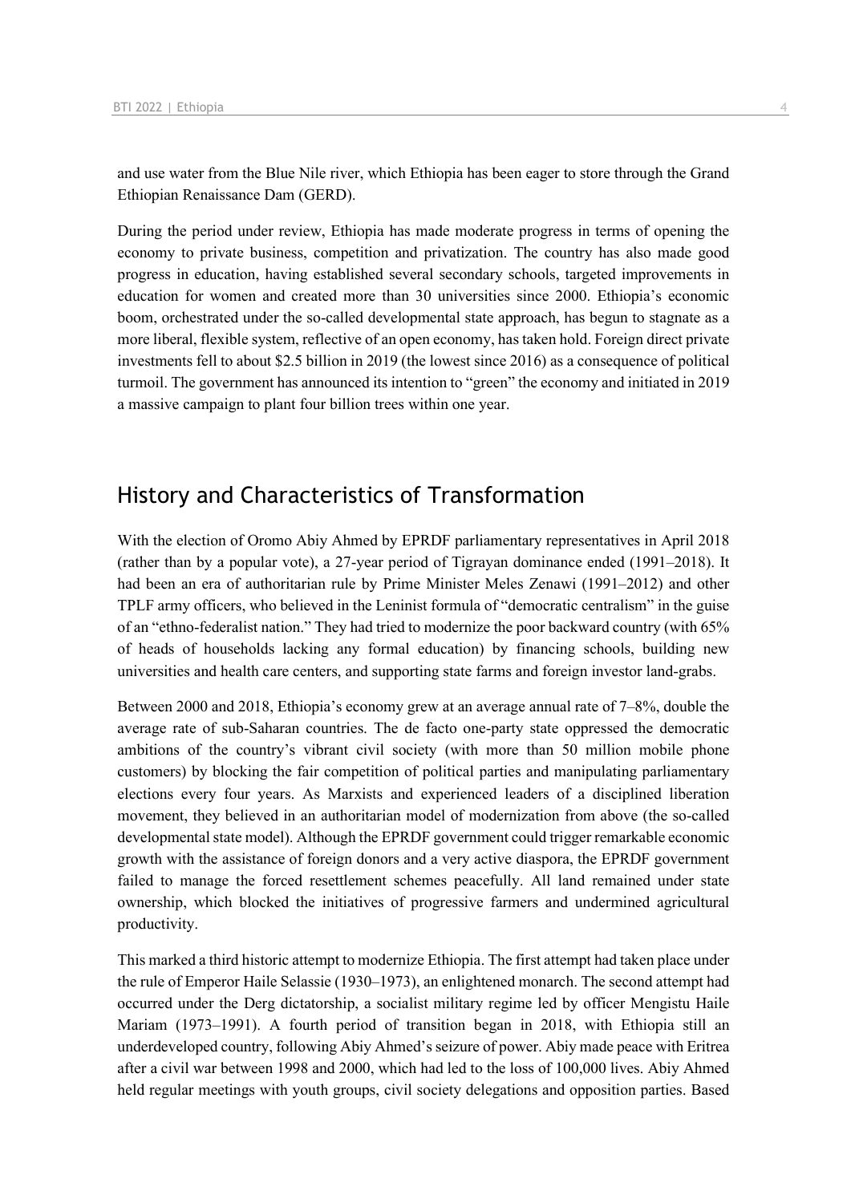and use water from the Blue Nile river, which Ethiopia has been eager to store through the Grand Ethiopian Renaissance Dam (GERD).

During the period under review, Ethiopia has made moderate progress in terms of opening the economy to private business, competition and privatization. The country has also made good progress in education, having established several secondary schools, targeted improvements in education for women and created more than 30 universities since 2000. Ethiopia's economic boom, orchestrated under the so-called developmental state approach, has begun to stagnate as a more liberal, flexible system, reflective of an open economy, has taken hold. Foreign direct private investments fell to about $2.5 billion in 2019 (the lowest since 2016) as a consequence of political turmoil. The government has announced its intention to "green" the economy and initiated in 2019 a massive campaign to plant four billion trees within one year.

## History and Characteristics of Transformation

With the election of Oromo Abiy Ahmed by EPRDF parliamentary representatives in April 2018 (rather than by a popular vote), a 27-year period of Tigrayan dominance ended (1991–2018). It had been an era of authoritarian rule by Prime Minister Meles Zenawi (1991–2012) and other TPLF army officers, who believed in the Leninist formula of "democratic centralism" in the guise of an "ethno-federalist nation." They had tried to modernize the poor backward country (with 65% of heads of households lacking any formal education) by financing schools, building new universities and health care centers, and supporting state farms and foreign investor land-grabs.

Between 2000 and 2018, Ethiopia's economy grew at an average annual rate of 7–8%, double the average rate of sub-Saharan countries. The de facto one-party state oppressed the democratic ambitions of the country's vibrant civil society (with more than 50 million mobile phone customers) by blocking the fair competition of political parties and manipulating parliamentary elections every four years. As Marxists and experienced leaders of a disciplined liberation movement, they believed in an authoritarian model of modernization from above (the so-called developmental state model). Although the EPRDF government could trigger remarkable economic growth with the assistance of foreign donors and a very active diaspora, the EPRDF government failed to manage the forced resettlement schemes peacefully. All land remained under state ownership, which blocked the initiatives of progressive farmers and undermined agricultural productivity.

This marked a third historic attempt to modernize Ethiopia. The first attempt had taken place under the rule of Emperor Haile Selassie (1930–1973), an enlightened monarch. The second attempt had occurred under the Derg dictatorship, a socialist military regime led by officer Mengistu Haile Mariam (1973–1991). A fourth period of transition began in 2018, with Ethiopia still an underdeveloped country, following Abiy Ahmed's seizure of power. Abiy made peace with Eritrea after a civil war between 1998 and 2000, which had led to the loss of 100,000 lives. Abiy Ahmed held regular meetings with youth groups, civil society delegations and opposition parties. Based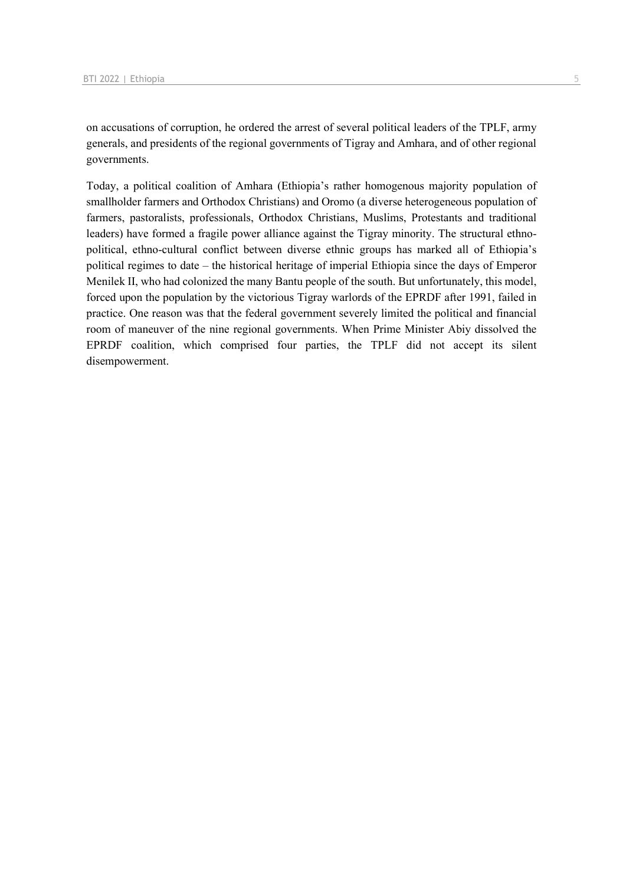on accusations of corruption, he ordered the arrest of several political leaders of the TPLF, army generals, and presidents of the regional governments of Tigray and Amhara, and of other regional governments.

Today, a political coalition of Amhara (Ethiopia's rather homogenous majority population of smallholder farmers and Orthodox Christians) and Oromo (a diverse heterogeneous population of farmers, pastoralists, professionals, Orthodox Christians, Muslims, Protestants and traditional leaders) have formed a fragile power alliance against the Tigray minority. The structural ethno-political, ethno-cultural conflict between diverse ethnic groups has marked all of Ethiopia's political regimes to date – the historical heritage of imperial Ethiopia since the days of Emperor Menilek II, who had colonized the many Bantu people of the south. But unfortunately, this model, forced upon the population by the victorious Tigray warlords of the EPRDF after 1991, failed in practice. One reason was that the federal government severely limited the political and financial room of maneuver of the nine regional governments. When Prime Minister Abiy dissolved the EPRDF coalition, which comprised four parties, the TPLF did not accept its silent disempowerment.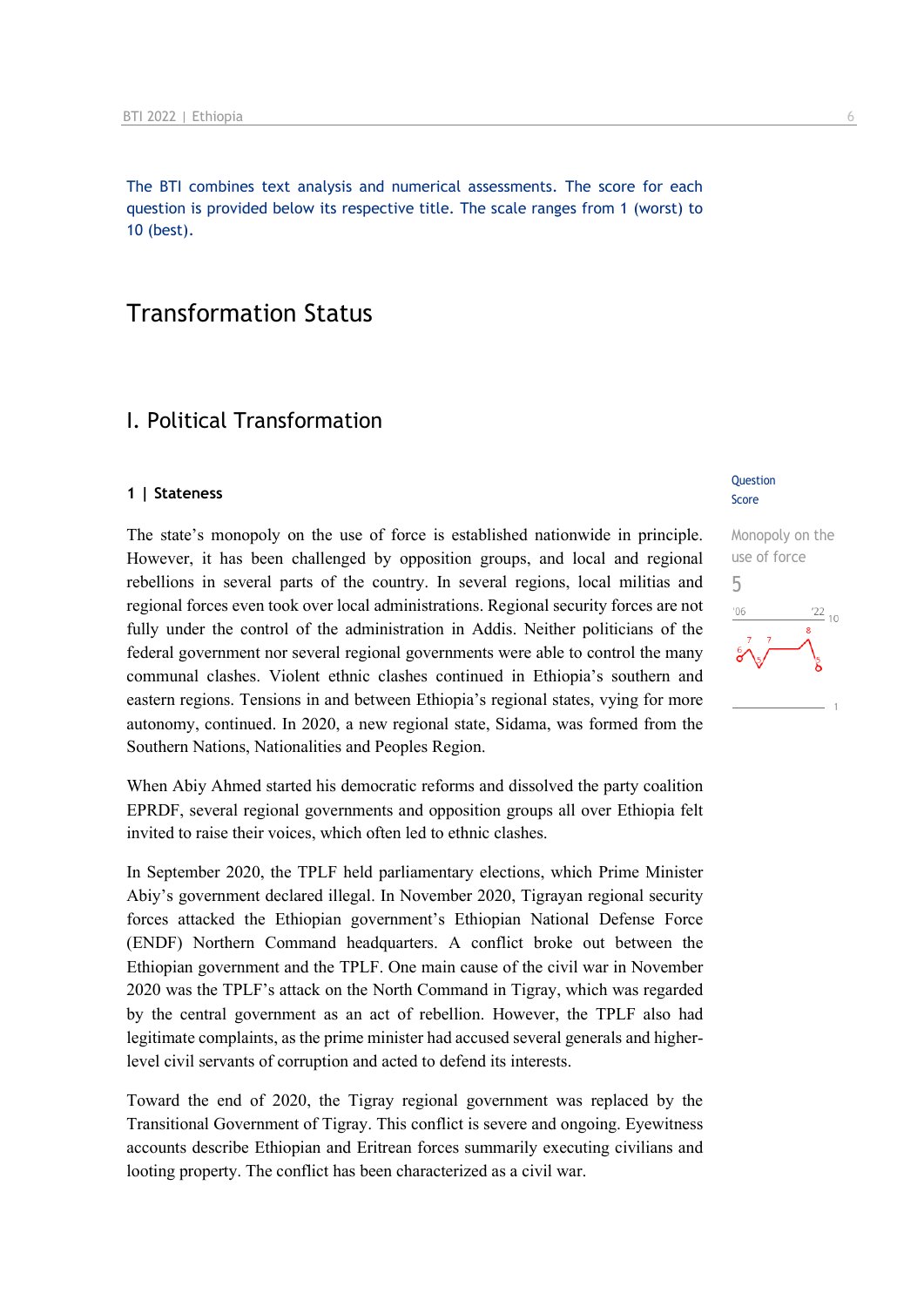The BTI combines text analysis and numerical assessments. The score for each question is provided below its respective title. The scale ranges from 1 (worst) to 10 (best).

# Transformation Status

## I. Political Transformation

### 1 | Stateness

Question Score

Monopoly on the use of force

5

The state's monopoly on the use of force is established nationwide in principle. However, it has been challenged by opposition groups, and local and regional rebellions in several parts of the country. In several regions, local militias and regional forces even took over local administrations. Regional security forces are not fully under the control of the administration in Addis. Neither politicians of the federal government nor several regional governments were able to control the many communal clashes. Violent ethnic clashes continued in Ethiopia's southern and eastern regions. Tensions in and between Ethiopia's regional states, vying for more autonomy, continued. In 2020, a new regional state, Sidama, was formed from the Southern Nations, Nationalities and Peoples Region.

When Abiy Ahmed started his democratic reforms and dissolved the party coalition EPRDF, several regional governments and opposition groups all over Ethiopia felt invited to raise their voices, which often led to ethnic clashes.

In September 2020, the TPLF held parliamentary elections, which Prime Minister Abiy's government declared illegal. In November 2020, Tigrayan regional security forces attacked the Ethiopian government's Ethiopian National Defense Force (ENDF) Northern Command headquarters. A conflict broke out between the Ethiopian government and the TPLF. One main cause of the civil war in November 2020 was the TPLF's attack on the North Command in Tigray, which was regarded by the central government as an act of rebellion. However, the TPLF also had legitimate complaints, as the prime minister had accused several generals and higher-level civil servants of corruption and acted to defend its interests.

Toward the end of 2020, the Tigray regional government was replaced by the Transitional Government of Tigray. This conflict is severe and ongoing. Eyewitness accounts describe Ethiopian and Eritrean forces summarily executing civilians and looting property. The conflict has been characterized as a civil war.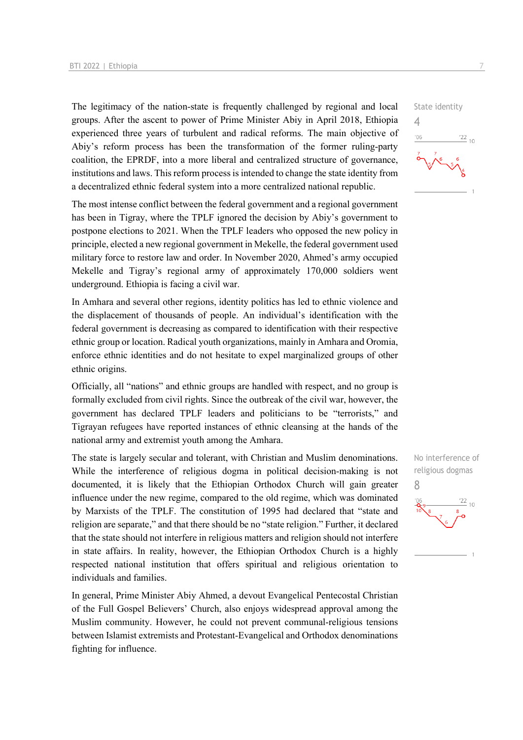The legitimacy of the nation-state is frequently challenged by regional and local groups. After the ascent to power of Prime Minister Abiy in April 2018, Ethiopia experienced three years of turbulent and radical reforms. The main objective of Abiy's reform process has been the transformation of the former ruling-party coalition, the EPRDF, into a more liberal and centralized structure of governance, institutions and laws. This reform process is intended to change the state identity from a decentralized ethnic federal system into a more centralized national republic.

State identity
4

The most intense conflict between the federal government and a regional government has been in Tigray, where the TPLF ignored the decision by Abiy's government to postpone elections to 2021. When the TPLF leaders who opposed the new policy in principle, elected a new regional government in Mekelle, the federal government used military force to restore law and order. In November 2020, Ahmed's army occupied Mekelle and Tigray's regional army of approximately 170,000 soldiers went underground. Ethiopia is facing a civil war.

In Amhara and several other regions, identity politics has led to ethnic violence and the displacement of thousands of people. An individual's identification with the federal government is decreasing as compared to identification with their respective ethnic group or location. Radical youth organizations, mainly in Amhara and Oromia, enforce ethnic identities and do not hesitate to expel marginalized groups of other ethnic origins.

Officially, all "nations" and ethnic groups are handled with respect, and no group is formally excluded from civil rights. Since the outbreak of the civil war, however, the government has declared TPLF leaders and politicians to be "terrorists," and Tigrayan refugees have reported instances of ethnic cleansing at the hands of the national army and extremist youth among the Amhara.

The state is largely secular and tolerant, with Christian and Muslim denominations. While the interference of religious dogma in political decision-making is not documented, it is likely that the Ethiopian Orthodox Church will gain greater influence under the new regime, compared to the old regime, which was dominated by Marxists of the TPLF. The constitution of 1995 had declared that "state and religion are separate," and that there should be no "state religion." Further, it declared that the state should not interfere in religious matters and religion should not interfere in state affairs. In reality, however, the Ethiopian Orthodox Church is a highly respected national institution that offers spiritual and religious orientation to individuals and families.

No interference of religious dogmas
8

In general, Prime Minister Abiy Ahmed, a devout Evangelical Pentecostal Christian of the Full Gospel Believers' Church, also enjoys widespread approval among the Muslim community. However, he could not prevent communal-religious tensions between Islamist extremists and Protestant-Evangelical and Orthodox denominations fighting for influence.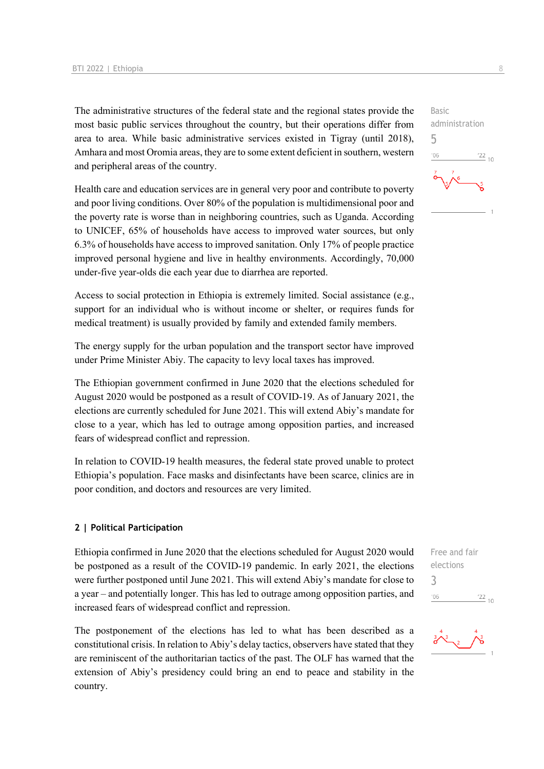The administrative structures of the federal state and the regional states provide the most basic public services throughout the country, but their operations differ from area to area. While basic administrative services existed in Tigray (until 2018), Amhara and most Oromia areas, they are to some extent deficient in southern, western and peripheral areas of the country.

Basic administration
5

Health care and education services are in general very poor and contribute to poverty and poor living conditions. Over 80% of the population is multidimensional poor and the poverty rate is worse than in neighboring countries, such as Uganda. According to UNICEF, 65% of households have access to improved water sources, but only 6.3% of households have access to improved sanitation. Only 17% of people practice improved personal hygiene and live in healthy environments. Accordingly, 70,000 under-five year-olds die each year due to diarrhea are reported.

Access to social protection in Ethiopia is extremely limited. Social assistance (e.g., support for an individual who is without income or shelter, or requires funds for medical treatment) is usually provided by family and extended family members.

The energy supply for the urban population and the transport sector have improved under Prime Minister Abiy. The capacity to levy local taxes has improved.

The Ethiopian government confirmed in June 2020 that the elections scheduled for August 2020 would be postponed as a result of COVID-19. As of January 2021, the elections are currently scheduled for June 2021. This will extend Abiy's mandate for close to a year, which has led to outrage among opposition parties, and increased fears of widespread conflict and repression.

In relation to COVID-19 health measures, the federal state proved unable to protect Ethiopia's population. Face masks and disinfectants have been scarce, clinics are in poor condition, and doctors and resources are very limited.

## 2 | Political Participation

Ethiopia confirmed in June 2020 that the elections scheduled for August 2020 would be postponed as a result of the COVID-19 pandemic. In early 2021, the elections were further postponed until June 2021. This will extend Abiy's mandate for close to a year – and potentially longer. This has led to outrage among opposition parties, and increased fears of widespread conflict and repression.

Free and fair elections
3

The postponement of the elections has led to what has been described as a constitutional crisis. In relation to Abiy's delay tactics, observers have stated that they are reminiscent of the authoritarian tactics of the past. The OLF has warned that the extension of Abiy's presidency could bring an end to peace and stability in the country.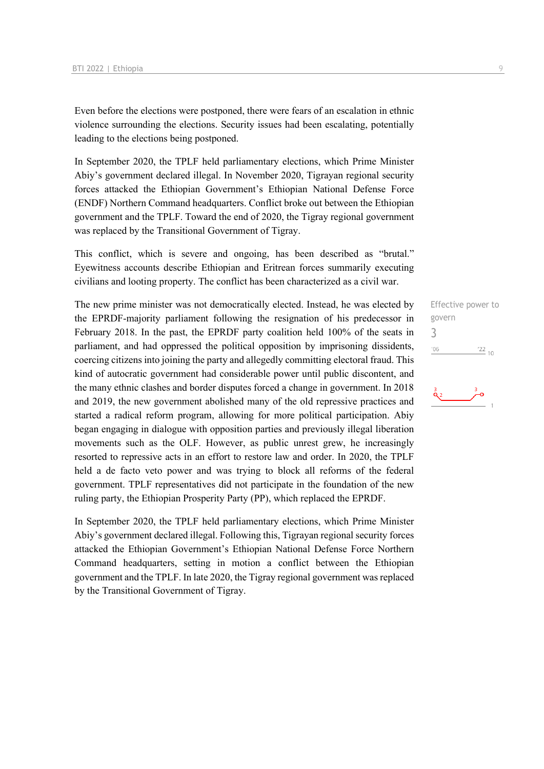Even before the elections were postponed, there were fears of an escalation in ethnic violence surrounding the elections. Security issues had been escalating, potentially leading to the elections being postponed.

In September 2020, the TPLF held parliamentary elections, which Prime Minister Abiy's government declared illegal. In November 2020, Tigrayan regional security forces attacked the Ethiopian Government's Ethiopian National Defense Force (ENDF) Northern Command headquarters. Conflict broke out between the Ethiopian government and the TPLF. Toward the end of 2020, the Tigray regional government was replaced by the Transitional Government of Tigray.

This conflict, which is severe and ongoing, has been described as "brutal." Eyewitness accounts describe Ethiopian and Eritrean forces summarily executing civilians and looting property. The conflict has been characterized as a civil war.

Effective power to govern

3

The new prime minister was not democratically elected. Instead, he was elected by the EPRDF-majority parliament following the resignation of his predecessor in February 2018. In the past, the EPRDF party coalition held 100% of the seats in parliament, and had oppressed the political opposition by imprisoning dissidents, coercing citizens into joining the party and allegedly committing electoral fraud. This kind of autocratic government had considerable power until public discontent, and the many ethnic clashes and border disputes forced a change in government. In 2018 and 2019, the new government abolished many of the old repressive practices and started a radical reform program, allowing for more political participation. Abiy began engaging in dialogue with opposition parties and previously illegal liberation movements such as the OLF. However, as public unrest grew, he increasingly resorted to repressive acts in an effort to restore law and order. In 2020, the TPLF held a de facto veto power and was trying to block all reforms of the federal government. TPLF representatives did not participate in the foundation of the new ruling party, the Ethiopian Prosperity Party (PP), which replaced the EPRDF.

In September 2020, the TPLF held parliamentary elections, which Prime Minister Abiy's government declared illegal. Following this, Tigrayan regional security forces attacked the Ethiopian Government's Ethiopian National Defense Force Northern Command headquarters, setting in motion a conflict between the Ethiopian government and the TPLF. In late 2020, the Tigray regional government was replaced by the Transitional Government of Tigray.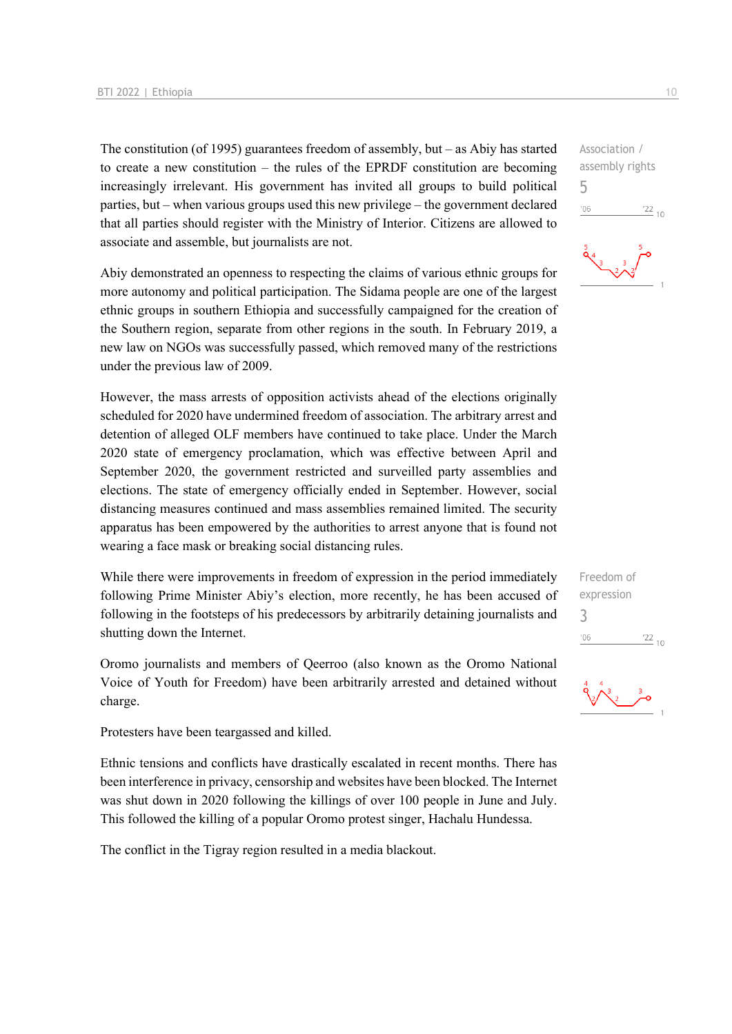The constitution (of 1995) guarantees freedom of assembly, but – as Abiy has started to create a new constitution – the rules of the EPRDF constitution are becoming increasingly irrelevant. His government has invited all groups to build political parties, but – when various groups used this new privilege – the government declared that all parties should register with the Ministry of Interior. Citizens are allowed to associate and assemble, but journalists are not.

Association / assembly rights
5

Abiy demonstrated an openness to respecting the claims of various ethnic groups for more autonomy and political participation. The Sidama people are one of the largest ethnic groups in southern Ethiopia and successfully campaigned for the creation of the Southern region, separate from other regions in the south. In February 2019, a new law on NGOs was successfully passed, which removed many of the restrictions under the previous law of 2009.

However, the mass arrests of opposition activists ahead of the elections originally scheduled for 2020 have undermined freedom of association. The arbitrary arrest and detention of alleged OLF members have continued to take place. Under the March 2020 state of emergency proclamation, which was effective between April and September 2020, the government restricted and surveilled party assemblies and elections. The state of emergency officially ended in September. However, social distancing measures continued and mass assemblies remained limited. The security apparatus has been empowered by the authorities to arrest anyone that is found not wearing a face mask or breaking social distancing rules.

While there were improvements in freedom of expression in the period immediately following Prime Minister Abiy's election, more recently, he has been accused of following in the footsteps of his predecessors by arbitrarily detaining journalists and shutting down the Internet.

Freedom of expression
3

Oromo journalists and members of Qeerroo (also known as the Oromo National Voice of Youth for Freedom) have been arbitrarily arrested and detained without charge.

Protesters have been teargassed and killed.

Ethnic tensions and conflicts have drastically escalated in recent months. There has been interference in privacy, censorship and websites have been blocked. The Internet was shut down in 2020 following the killings of over 100 people in June and July. This followed the killing of a popular Oromo protest singer, Hachalu Hundessa.

The conflict in the Tigray region resulted in a media blackout.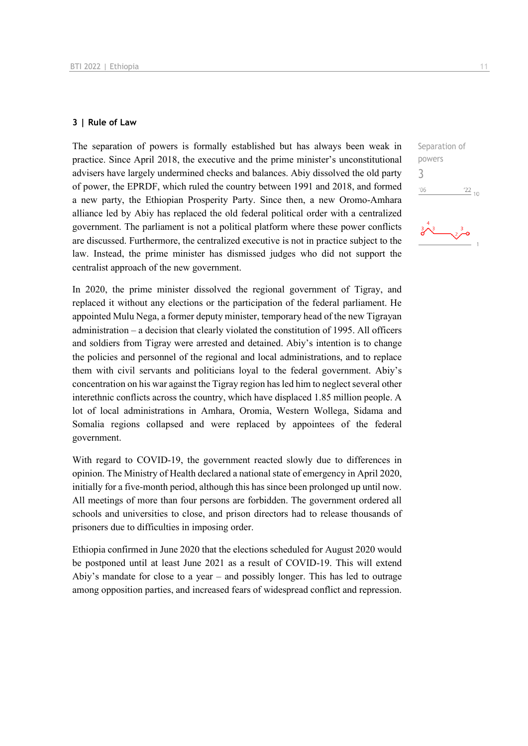### 3 | Rule of Law

Separation of powers

3

The separation of powers is formally established but has always been weak in practice. Since April 2018, the executive and the prime minister's unconstitutional advisers have largely undermined checks and balances. Abiy dissolved the old party of power, the EPRDF, which ruled the country between 1991 and 2018, and formed a new party, the Ethiopian Prosperity Party. Since then, a new Oromo-Amhara alliance led by Abiy has replaced the old federal political order with a centralized government. The parliament is not a political platform where these power conflicts are discussed. Furthermore, the centralized executive is not in practice subject to the law. Instead, the prime minister has dismissed judges who did not support the centralist approach of the new government.

In 2020, the prime minister dissolved the regional government of Tigray, and replaced it without any elections or the participation of the federal parliament. He appointed Mulu Nega, a former deputy minister, temporary head of the new Tigrayan administration – a decision that clearly violated the constitution of 1995. All officers and soldiers from Tigray were arrested and detained. Abiy's intention is to change the policies and personnel of the regional and local administrations, and to replace them with civil servants and politicians loyal to the federal government. Abiy's concentration on his war against the Tigray region has led him to neglect several other interethnic conflicts across the country, which have displaced 1.85 million people. A lot of local administrations in Amhara, Oromia, Western Wollega, Sidama and Somalia regions collapsed and were replaced by appointees of the federal government.

With regard to COVID-19, the government reacted slowly due to differences in opinion. The Ministry of Health declared a national state of emergency in April 2020, initially for a five-month period, although this has since been prolonged up until now. All meetings of more than four persons are forbidden. The government ordered all schools and universities to close, and prison directors had to release thousands of prisoners due to difficulties in imposing order.

Ethiopia confirmed in June 2020 that the elections scheduled for August 2020 would be postponed until at least June 2021 as a result of COVID-19. This will extend Abiy's mandate for close to a year – and possibly longer. This has led to outrage among opposition parties, and increased fears of widespread conflict and repression.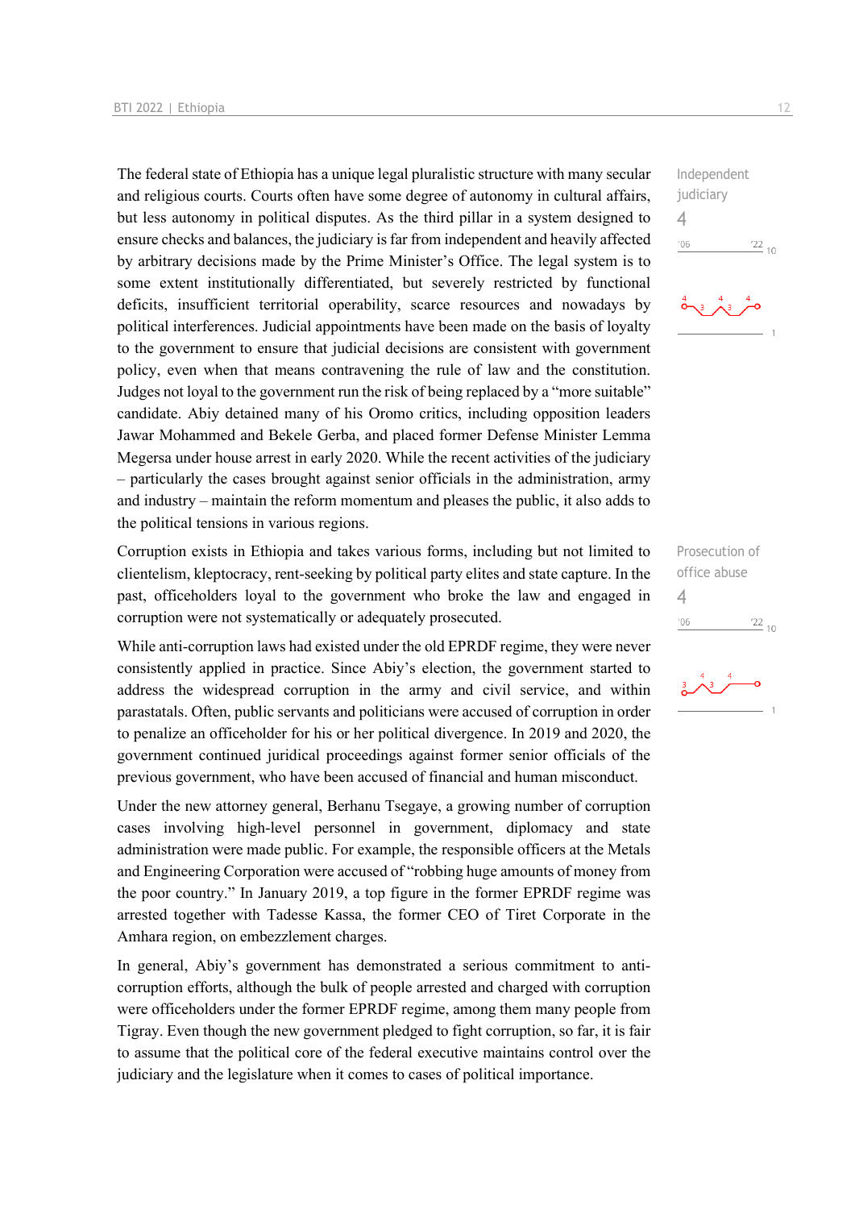The federal state of Ethiopia has a unique legal pluralistic structure with many secular and religious courts. Courts often have some degree of autonomy in cultural affairs, but less autonomy in political disputes. As the third pillar in a system designed to ensure checks and balances, the judiciary is far from independent and heavily affected by arbitrary decisions made by the Prime Minister's Office. The legal system is to some extent institutionally differentiated, but severely restricted by functional deficits, insufficient territorial operability, scarce resources and nowadays by political interferences. Judicial appointments have been made on the basis of loyalty to the government to ensure that judicial decisions are consistent with government policy, even when that means contravening the rule of law and the constitution. Judges not loyal to the government run the risk of being replaced by a "more suitable" candidate. Abiy detained many of his Oromo critics, including opposition leaders Jawar Mohammed and Bekele Gerba, and placed former Defense Minister Lemma Megersa under house arrest in early 2020. While the recent activities of the judiciary – particularly the cases brought against senior officials in the administration, army and industry – maintain the reform momentum and pleases the public, it also adds to the political tensions in various regions.

Independent judiciary
4

Corruption exists in Ethiopia and takes various forms, including but not limited to clientelism, kleptocracy, rent-seeking by political party elites and state capture. In the past, officeholders loyal to the government who broke the law and engaged in corruption were not systematically or adequately prosecuted.

Prosecution of office abuse
4

While anti-corruption laws had existed under the old EPRDF regime, they were never consistently applied in practice. Since Abiy's election, the government started to address the widespread corruption in the army and civil service, and within parastatals. Often, public servants and politicians were accused of corruption in order to penalize an officeholder for his or her political divergence. In 2019 and 2020, the government continued juridical proceedings against former senior officials of the previous government, who have been accused of financial and human misconduct.

Under the new attorney general, Berhanu Tsegaye, a growing number of corruption cases involving high-level personnel in government, diplomacy and state administration were made public. For example, the responsible officers at the Metals and Engineering Corporation were accused of "robbing huge amounts of money from the poor country." In January 2019, a top figure in the former EPRDF regime was arrested together with Tadesse Kassa, the former CEO of Tiret Corporate in the Amhara region, on embezzlement charges.

In general, Abiy's government has demonstrated a serious commitment to anti-corruption efforts, although the bulk of people arrested and charged with corruption were officeholders under the former EPRDF regime, among them many people from Tigray. Even though the new government pledged to fight corruption, so far, it is fair to assume that the political core of the federal executive maintains control over the judiciary and the legislature when it comes to cases of political importance.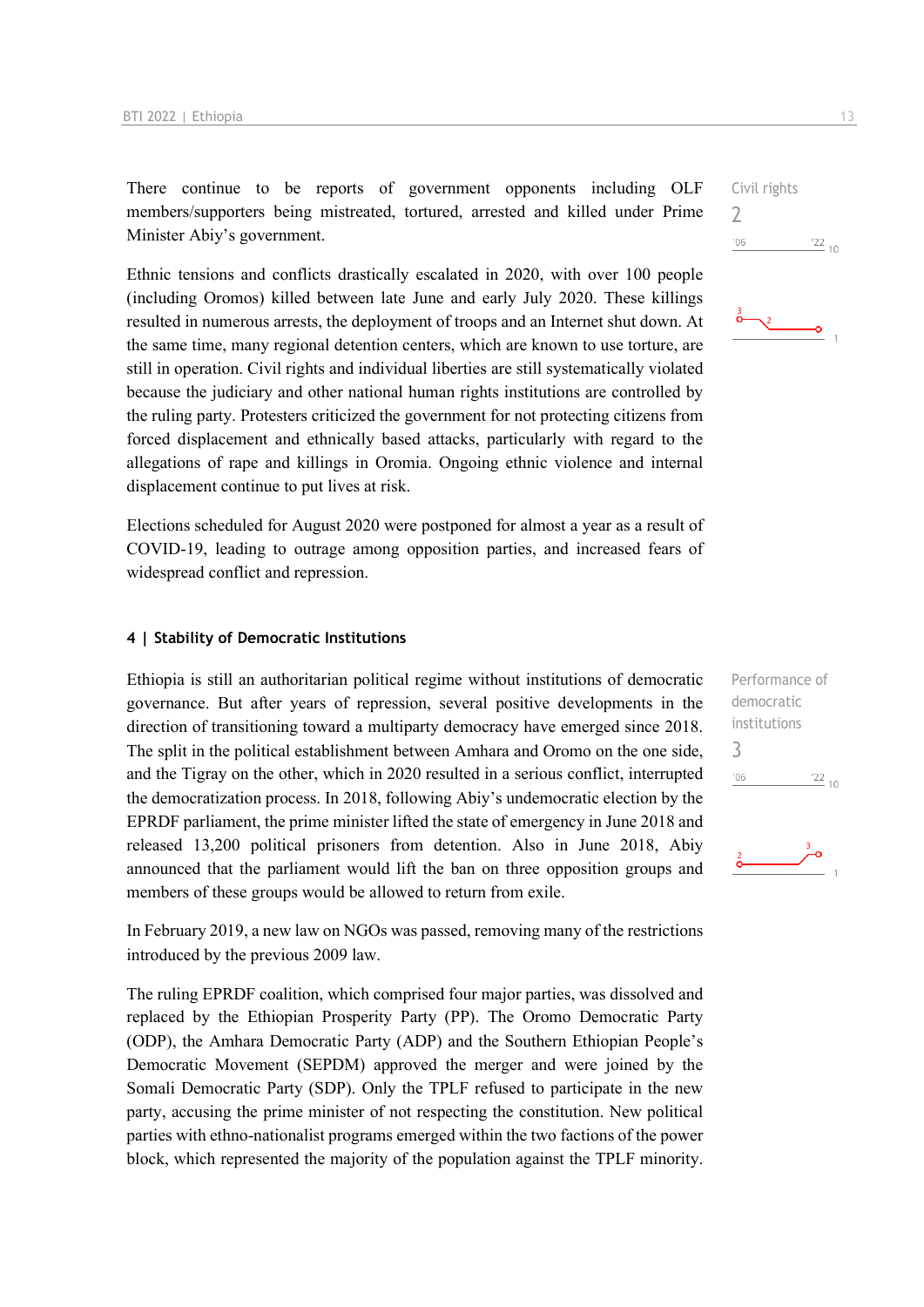There continue to be reports of government opponents including OLF members/supporters being mistreated, tortured, arrested and killed under Prime Minister Abiy's government.

Civil rights
2

Ethnic tensions and conflicts drastically escalated in 2020, with over 100 people (including Oromos) killed between late June and early July 2020. These killings resulted in numerous arrests, the deployment of troops and an Internet shut down. At the same time, many regional detention centers, which are known to use torture, are still in operation. Civil rights and individual liberties are still systematically violated because the judiciary and other national human rights institutions are controlled by the ruling party. Protesters criticized the government for not protecting citizens from forced displacement and ethnically based attacks, particularly with regard to the allegations of rape and killings in Oromia. Ongoing ethnic violence and internal displacement continue to put lives at risk.

Elections scheduled for August 2020 were postponed for almost a year as a result of COVID-19, leading to outrage among opposition parties, and increased fears of widespread conflict and repression.

## 4 | Stability of Democratic Institutions

Ethiopia is still an authoritarian political regime without institutions of democratic governance. But after years of repression, several positive developments in the direction of transitioning toward a multiparty democracy have emerged since 2018. The split in the political establishment between Amhara and Oromo on the one side, and the Tigray on the other, which in 2020 resulted in a serious conflict, interrupted the democratization process. In 2018, following Abiy's undemocratic election by the EPRDF parliament, the prime minister lifted the state of emergency in June 2018 and released 13,200 political prisoners from detention. Also in June 2018, Abiy announced that the parliament would lift the ban on three opposition groups and members of these groups would be allowed to return from exile.

Performance of democratic institutions
3

In February 2019, a new law on NGOs was passed, removing many of the restrictions introduced by the previous 2009 law.

The ruling EPRDF coalition, which comprised four major parties, was dissolved and replaced by the Ethiopian Prosperity Party (PP). The Oromo Democratic Party (ODP), the Amhara Democratic Party (ADP) and the Southern Ethiopian People's Democratic Movement (SEPDM) approved the merger and were joined by the Somali Democratic Party (SDP). Only the TPLF refused to participate in the new party, accusing the prime minister of not respecting the constitution. New political parties with ethno-nationalist programs emerged within the two factions of the power block, which represented the majority of the population against the TPLF minority.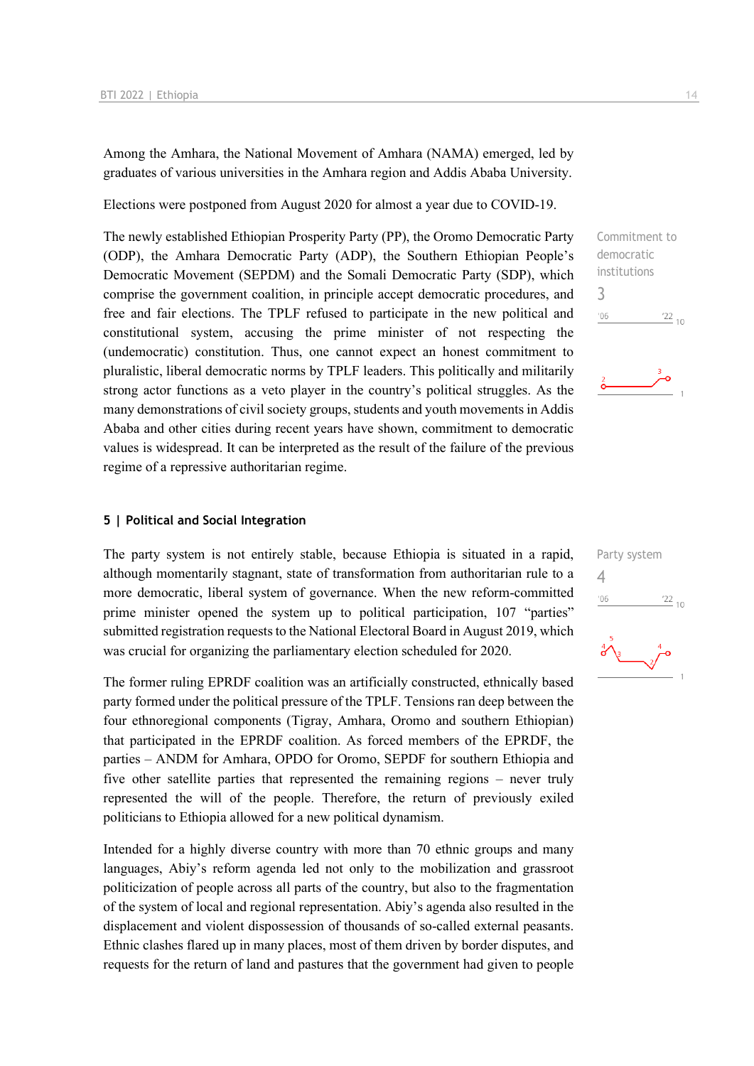Among the Amhara, the National Movement of Amhara (NAMA) emerged, led by graduates of various universities in the Amhara region and Addis Ababa University.

Elections were postponed from August 2020 for almost a year due to COVID-19.

Commitment to democratic institutions
3

The newly established Ethiopian Prosperity Party (PP), the Oromo Democratic Party (ODP), the Amhara Democratic Party (ADP), the Southern Ethiopian People's Democratic Movement (SEPDM) and the Somali Democratic Party (SDP), which comprise the government coalition, in principle accept democratic procedures, and free and fair elections. The TPLF refused to participate in the new political and constitutional system, accusing the prime minister of not respecting the (undemocratic) constitution. Thus, one cannot expect an honest commitment to pluralistic, liberal democratic norms by TPLF leaders. This politically and militarily strong actor functions as a veto player in the country's political struggles. As the many demonstrations of civil society groups, students and youth movements in Addis Ababa and other cities during recent years have shown, commitment to democratic values is widespread. It can be interpreted as the result of the failure of the previous regime of a repressive authoritarian regime.

## 5 | Political and Social Integration

Party system
4

The party system is not entirely stable, because Ethiopia is situated in a rapid, although momentarily stagnant, state of transformation from authoritarian rule to a more democratic, liberal system of governance. When the new reform-committed prime minister opened the system up to political participation, 107 "parties" submitted registration requests to the National Electoral Board in August 2019, which was crucial for organizing the parliamentary election scheduled for 2020.

The former ruling EPRDF coalition was an artificially constructed, ethnically based party formed under the political pressure of the TPLF. Tensions ran deep between the four ethnoregional components (Tigray, Amhara, Oromo and southern Ethiopian) that participated in the EPRDF coalition. As forced members of the EPRDF, the parties – ANDM for Amhara, OPDO for Oromo, SEPDF for southern Ethiopia and five other satellite parties that represented the remaining regions – never truly represented the will of the people. Therefore, the return of previously exiled politicians to Ethiopia allowed for a new political dynamism.

Intended for a highly diverse country with more than 70 ethnic groups and many languages, Abiy's reform agenda led not only to the mobilization and grassroot politicization of people across all parts of the country, but also to the fragmentation of the system of local and regional representation. Abiy's agenda also resulted in the displacement and violent dispossession of thousands of so-called external peasants. Ethnic clashes flared up in many places, most of them driven by border disputes, and requests for the return of land and pastures that the government had given to people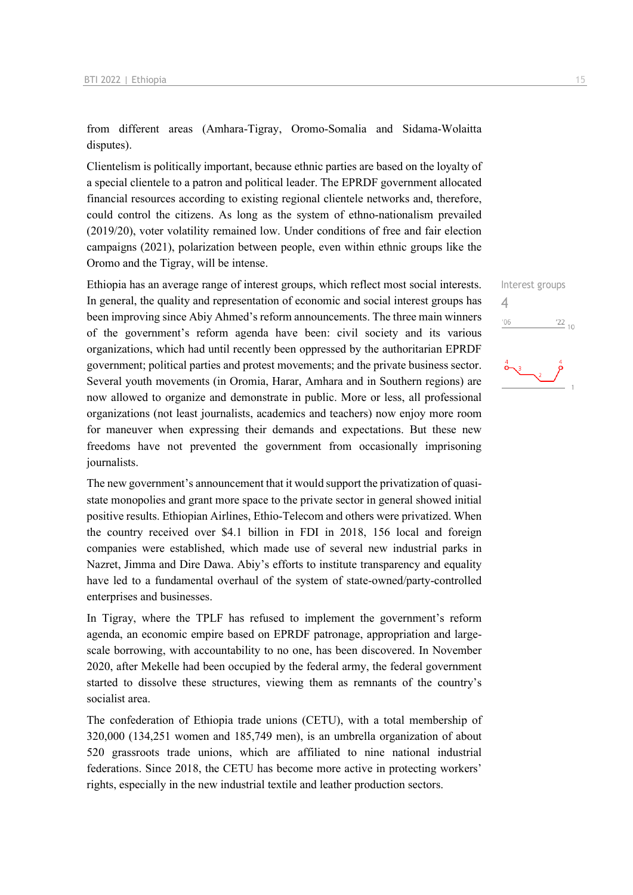from different areas (Amhara-Tigray, Oromo-Somalia and Sidama-Wolaitta disputes).

Clientelism is politically important, because ethnic parties are based on the loyalty of a special clientele to a patron and political leader. The EPRDF government allocated financial resources according to existing regional clientele networks and, therefore, could control the citizens. As long as the system of ethno-nationalism prevailed (2019/20), voter volatility remained low. Under conditions of free and fair election campaigns (2021), polarization between people, even within ethnic groups like the Oromo and the Tigray, will be intense.

Interest groups
4

Ethiopia has an average range of interest groups, which reflect most social interests. In general, the quality and representation of economic and social interest groups has been improving since Abiy Ahmed's reform announcements. The three main winners of the government's reform agenda have been: civil society and its various organizations, which had until recently been oppressed by the authoritarian EPRDF government; political parties and protest movements; and the private business sector. Several youth movements (in Oromia, Harar, Amhara and in Southern regions) are now allowed to organize and demonstrate in public. More or less, all professional organizations (not least journalists, academics and teachers) now enjoy more room for maneuver when expressing their demands and expectations. But these new freedoms have not prevented the government from occasionally imprisoning journalists.

The new government's announcement that it would support the privatization of quasi-state monopolies and grant more space to the private sector in general showed initial positive results. Ethiopian Airlines, Ethio-Telecom and others were privatized. When the country received over $4.1 billion in FDI in 2018, 156 local and foreign companies were established, which made use of several new industrial parks in Nazret, Jimma and Dire Dawa. Abiy's efforts to institute transparency and equality have led to a fundamental overhaul of the system of state-owned/party-controlled enterprises and businesses.

In Tigray, where the TPLF has refused to implement the government's reform agenda, an economic empire based on EPRDF patronage, appropriation and large-scale borrowing, with accountability to no one, has been discovered. In November 2020, after Mekelle had been occupied by the federal army, the federal government started to dissolve these structures, viewing them as remnants of the country's socialist area.

The confederation of Ethiopia trade unions (CETU), with a total membership of 320,000 (134,251 women and 185,749 men), is an umbrella organization of about 520 grassroots trade unions, which are affiliated to nine national industrial federations. Since 2018, the CETU has become more active in protecting workers' rights, especially in the new industrial textile and leather production sectors.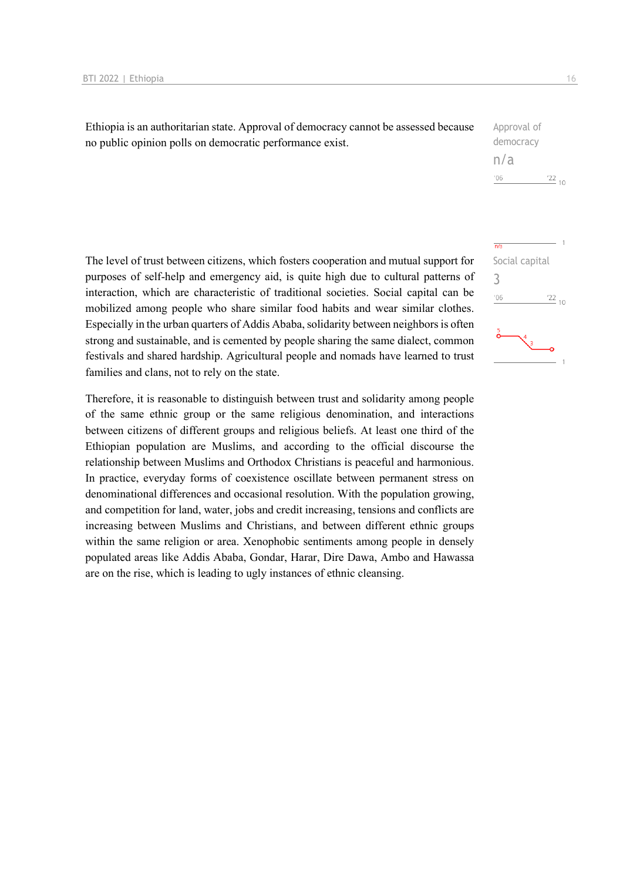Ethiopia is an authoritarian state. Approval of democracy cannot be assessed because no public opinion polls on democratic performance exist.

Approval of democracy
n/a

The level of trust between citizens, which fosters cooperation and mutual support for purposes of self-help and emergency aid, is quite high due to cultural patterns of interaction, which are characteristic of traditional societies. Social capital can be mobilized among people who share similar food habits and wear similar clothes. Especially in the urban quarters of Addis Ababa, solidarity between neighbors is often strong and sustainable, and is cemented by people sharing the same dialect, common festivals and shared hardship. Agricultural people and nomads have learned to trust families and clans, not to rely on the state.

Social capital
3

Therefore, it is reasonable to distinguish between trust and solidarity among people of the same ethnic group or the same religious denomination, and interactions between citizens of different groups and religious beliefs. At least one third of the Ethiopian population are Muslims, and according to the official discourse the relationship between Muslims and Orthodox Christians is peaceful and harmonious. In practice, everyday forms of coexistence oscillate between permanent stress on denominational differences and occasional resolution. With the population growing, and competition for land, water, jobs and credit increasing, tensions and conflicts are increasing between Muslims and Christians, and between different ethnic groups within the same religion or area. Xenophobic sentiments among people in densely populated areas like Addis Ababa, Gondar, Harar, Dire Dawa, Ambo and Hawassa are on the rise, which is leading to ugly instances of ethnic cleansing.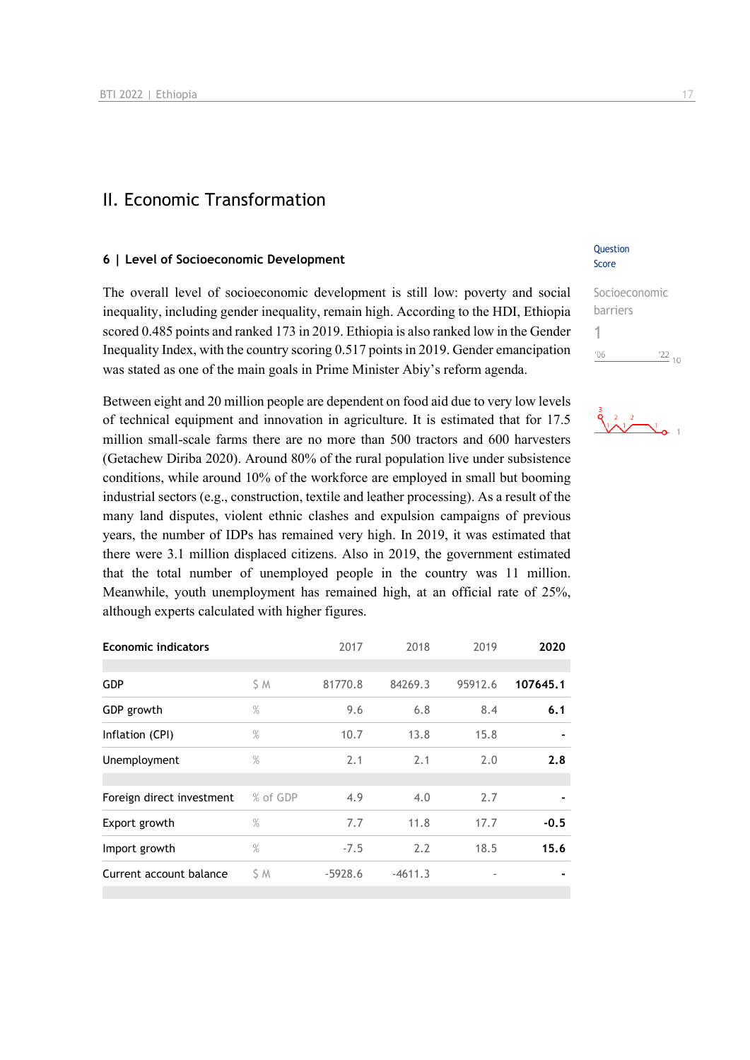## II. Economic Transformation

### 6 | Level of Socioeconomic Development

Question Score

Socioeconomic barriers

1

The overall level of socioeconomic development is still low: poverty and social inequality, including gender inequality, remain high. According to the HDI, Ethiopia scored 0.485 points and ranked 173 in 2019. Ethiopia is also ranked low in the Gender Inequality Index, with the country scoring 0.517 points in 2019. Gender emancipation was stated as one of the main goals in Prime Minister Abiy's reform agenda.

Between eight and 20 million people are dependent on food aid due to very low levels of technical equipment and innovation in agriculture. It is estimated that for 17.5 million small-scale farms there are no more than 500 tractors and 600 harvesters (Getachew Diriba 2020). Around 80% of the rural population live under subsistence conditions, while around 10% of the workforce are employed in small but booming industrial sectors (e.g., construction, textile and leather processing). As a result of the many land disputes, violent ethnic clashes and expulsion campaigns of previous years, the number of IDPs has remained very high. In 2019, it was estimated that there were 3.1 million displaced citizens. Also in 2019, the government estimated that the total number of unemployed people in the country was 11 million. Meanwhile, youth unemployment has remained high, at an official rate of 25%, although experts calculated with higher figures.

| Economic indicators | | 2017 | 2018 | 2019 | **2020** |
|---|---|---|---|---|---|
| GDP | $ M | 81770.8 | 84269.3 | 95912.6 | **107645.1** |
| GDP growth | % | 9.6 | 6.8 | 8.4 | **6.1** |
| Inflation (CPI) | % | 10.7 | 13.8 | 15.8 | **-** |
| Unemployment | % | 2.1 | 2.1 | 2.0 | **2.8** |
| Foreign direct investment | % of GDP | 4.9 | 4.0 | 2.7 | **-** |
| Export growth | % | 7.7 | 11.8 | 17.7 | **-0.5** |
| Import growth | % | -7.5 | 2.2 | 18.5 | **15.6** |
| Current account balance | $ M | -5928.6 | -4611.3 | - | **-** |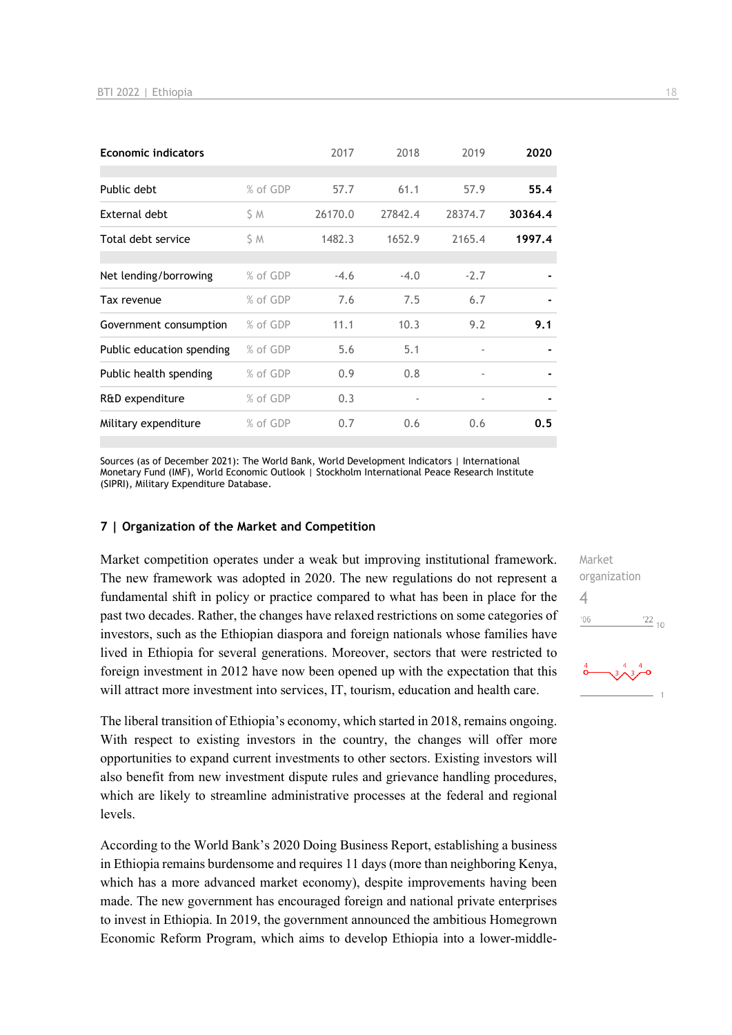| Economic indicators | | 2017 | 2018 | 2019 | 2020 |
|---|---|---|---|---|---|
| Public debt | % of GDP | 57.7 | 61.1 | 57.9 | **55.4** |
| External debt | $ M | 26170.0 | 27842.4 | 28374.7 | **30364.4** |
| Total debt service | $ M | 1482.3 | 1652.9 | 2165.4 | **1997.4** |
| Net lending/borrowing | % of GDP | -4.6 | -4.0 | -2.7 | **-** |
| Tax revenue | % of GDP | 7.6 | 7.5 | 6.7 | **-** |
| Government consumption | % of GDP | 11.1 | 10.3 | 9.2 | **9.1** |
| Public education spending | % of GDP | 5.6 | 5.1 | - | **-** |
| Public health spending | % of GDP | 0.9 | 0.8 | - | **-** |
| R&D expenditure | % of GDP | 0.3 | - | - | **-** |
| Military expenditure | % of GDP | 0.7 | 0.6 | 0.6 | **0.5** |

Sources (as of December 2021): The World Bank, World Development Indicators | International Monetary Fund (IMF), World Economic Outlook | Stockholm International Peace Research Institute (SIPRI), Military Expenditure Database.

## 7 | Organization of the Market and Competition

Market organization
4

Market competition operates under a weak but improving institutional framework. The new framework was adopted in 2020. The new regulations do not represent a fundamental shift in policy or practice compared to what has been in place for the past two decades. Rather, the changes have relaxed restrictions on some categories of investors, such as the Ethiopian diaspora and foreign nationals whose families have lived in Ethiopia for several generations. Moreover, sectors that were restricted to foreign investment in 2012 have now been opened up with the expectation that this will attract more investment into services, IT, tourism, education and health care.

The liberal transition of Ethiopia's economy, which started in 2018, remains ongoing. With respect to existing investors in the country, the changes will offer more opportunities to expand current investments to other sectors. Existing investors will also benefit from new investment dispute rules and grievance handling procedures, which are likely to streamline administrative processes at the federal and regional levels.

According to the World Bank's 2020 Doing Business Report, establishing a business in Ethiopia remains burdensome and requires 11 days (more than neighboring Kenya, which has a more advanced market economy), despite improvements having been made. The new government has encouraged foreign and national private enterprises to invest in Ethiopia. In 2019, the government announced the ambitious Homegrown Economic Reform Program, which aims to develop Ethiopia into a lower-middle-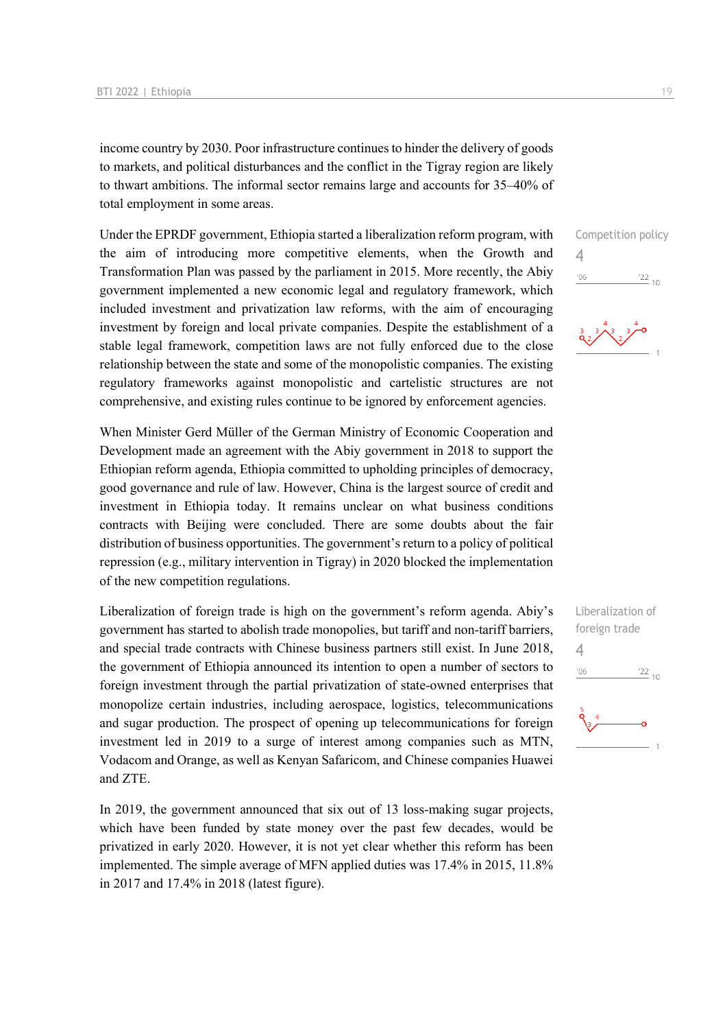income country by 2030. Poor infrastructure continues to hinder the delivery of goods to markets, and political disturbances and the conflict in the Tigray region are likely to thwart ambitions. The informal sector remains large and accounts for 35–40% of total employment in some areas.

Competition policy
4

Under the EPRDF government, Ethiopia started a liberalization reform program, with the aim of introducing more competitive elements, when the Growth and Transformation Plan was passed by the parliament in 2015. More recently, the Abiy government implemented a new economic legal and regulatory framework, which included investment and privatization law reforms, with the aim of encouraging investment by foreign and local private companies. Despite the establishment of a stable legal framework, competition laws are not fully enforced due to the close relationship between the state and some of the monopolistic companies. The existing regulatory frameworks against monopolistic and cartelistic structures are not comprehensive, and existing rules continue to be ignored by enforcement agencies.

When Minister Gerd Müller of the German Ministry of Economic Cooperation and Development made an agreement with the Abiy government in 2018 to support the Ethiopian reform agenda, Ethiopia committed to upholding principles of democracy, good governance and rule of law. However, China is the largest source of credit and investment in Ethiopia today. It remains unclear on what business conditions contracts with Beijing were concluded. There are some doubts about the fair distribution of business opportunities. The government's return to a policy of political repression (e.g., military intervention in Tigray) in 2020 blocked the implementation of the new competition regulations.

Liberalization of foreign trade
4

Liberalization of foreign trade is high on the government's reform agenda. Abiy's government has started to abolish trade monopolies, but tariff and non-tariff barriers, and special trade contracts with Chinese business partners still exist. In June 2018, the government of Ethiopia announced its intention to open a number of sectors to foreign investment through the partial privatization of state-owned enterprises that monopolize certain industries, including aerospace, logistics, telecommunications and sugar production. The prospect of opening up telecommunications for foreign investment led in 2019 to a surge of interest among companies such as MTN, Vodacom and Orange, as well as Kenyan Safaricom, and Chinese companies Huawei and ZTE.

In 2019, the government announced that six out of 13 loss-making sugar projects, which have been funded by state money over the past few decades, would be privatized in early 2020. However, it is not yet clear whether this reform has been implemented. The simple average of MFN applied duties was 17.4% in 2015, 11.8% in 2017 and 17.4% in 2018 (latest figure).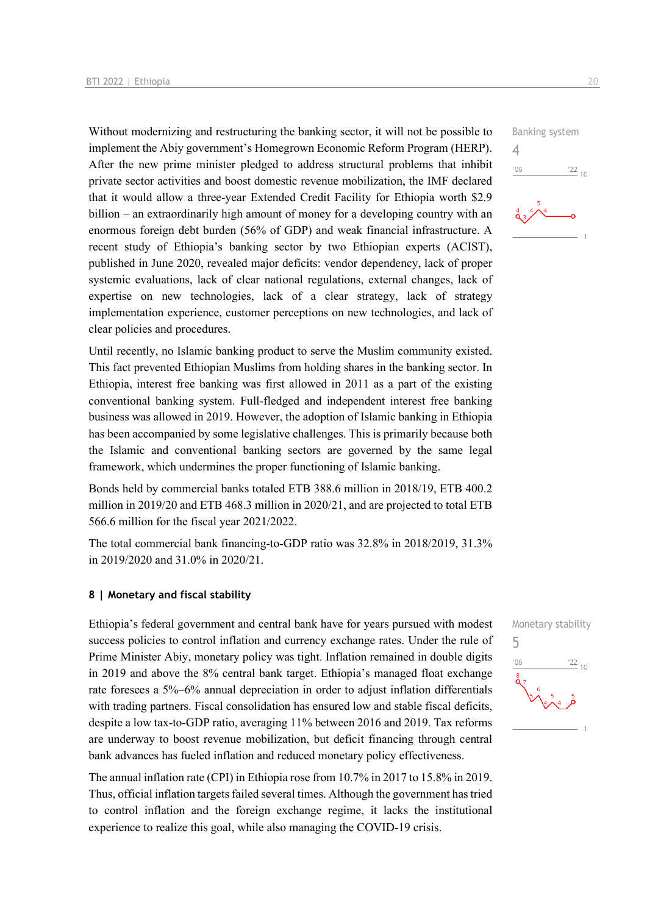Without modernizing and restructuring the banking sector, it will not be possible to implement the Abiy government's Homegrown Economic Reform Program (HERP). After the new prime minister pledged to address structural problems that inhibit private sector activities and boost domestic revenue mobilization, the IMF declared that it would allow a three-year Extended Credit Facility for Ethiopia worth $2.9 billion – an extraordinarily high amount of money for a developing country with an enormous foreign debt burden (56% of GDP) and weak financial infrastructure. A recent study of Ethiopia's banking sector by two Ethiopian experts (ACIST), published in June 2020, revealed major deficits: vendor dependency, lack of proper systemic evaluations, lack of clear national regulations, external changes, lack of expertise on new technologies, lack of a clear strategy, lack of strategy implementation experience, customer perceptions on new technologies, and lack of clear policies and procedures.

Banking system
4

Until recently, no Islamic banking product to serve the Muslim community existed. This fact prevented Ethiopian Muslims from holding shares in the banking sector. In Ethiopia, interest free banking was first allowed in 2011 as a part of the existing conventional banking system. Full-fledged and independent interest free banking business was allowed in 2019. However, the adoption of Islamic banking in Ethiopia has been accompanied by some legislative challenges. This is primarily because both the Islamic and conventional banking sectors are governed by the same legal framework, which undermines the proper functioning of Islamic banking.

Bonds held by commercial banks totaled ETB 388.6 million in 2018/19, ETB 400.2 million in 2019/20 and ETB 468.3 million in 2020/21, and are projected to total ETB 566.6 million for the fiscal year 2021/2022.

The total commercial bank financing-to-GDP ratio was 32.8% in 2018/2019, 31.3% in 2019/2020 and 31.0% in 2020/21.

## 8 | Monetary and fiscal stability

Ethiopia's federal government and central bank have for years pursued with modest success policies to control inflation and currency exchange rates. Under the rule of Prime Minister Abiy, monetary policy was tight. Inflation remained in double digits in 2019 and above the 8% central bank target. Ethiopia's managed float exchange rate foresees a 5%–6% annual depreciation in order to adjust inflation differentials with trading partners. Fiscal consolidation has ensured low and stable fiscal deficits, despite a low tax-to-GDP ratio, averaging 11% between 2016 and 2019. Tax reforms are underway to boost revenue mobilization, but deficit financing through central bank advances has fueled inflation and reduced monetary policy effectiveness.

Monetary stability
5

The annual inflation rate (CPI) in Ethiopia rose from 10.7% in 2017 to 15.8% in 2019. Thus, official inflation targets failed several times. Although the government has tried to control inflation and the foreign exchange regime, it lacks the institutional experience to realize this goal, while also managing the COVID-19 crisis.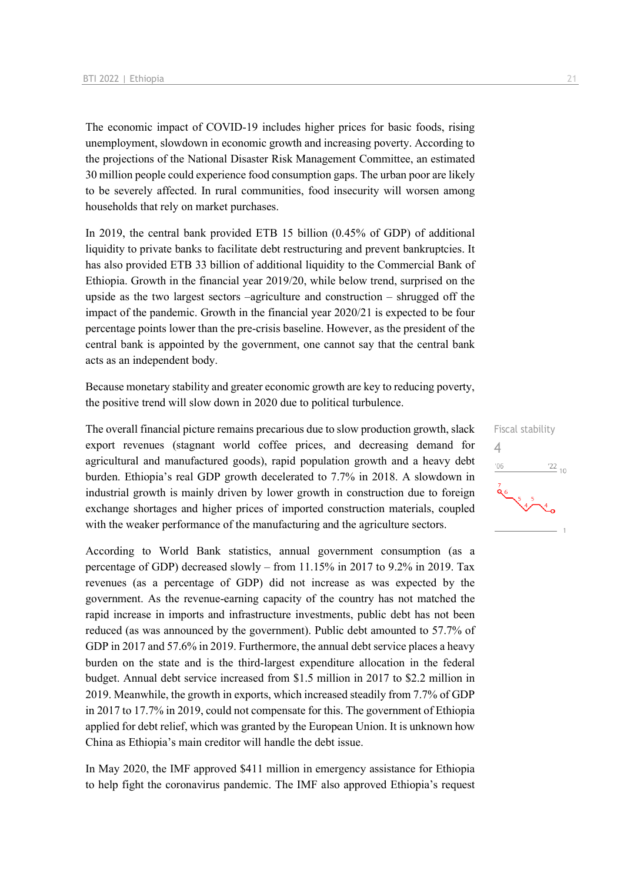The economic impact of COVID-19 includes higher prices for basic foods, rising unemployment, slowdown in economic growth and increasing poverty. According to the projections of the National Disaster Risk Management Committee, an estimated 30 million people could experience food consumption gaps. The urban poor are likely to be severely affected. In rural communities, food insecurity will worsen among households that rely on market purchases.

In 2019, the central bank provided ETB 15 billion (0.45% of GDP) of additional liquidity to private banks to facilitate debt restructuring and prevent bankruptcies. It has also provided ETB 33 billion of additional liquidity to the Commercial Bank of Ethiopia. Growth in the financial year 2019/20, while below trend, surprised on the upside as the two largest sectors –agriculture and construction – shrugged off the impact of the pandemic. Growth in the financial year 2020/21 is expected to be four percentage points lower than the pre-crisis baseline. However, as the president of the central bank is appointed by the government, one cannot say that the central bank acts as an independent body.

Because monetary stability and greater economic growth are key to reducing poverty, the positive trend will slow down in 2020 due to political turbulence.

Fiscal stability

4

The overall financial picture remains precarious due to slow production growth, slack export revenues (stagnant world coffee prices, and decreasing demand for agricultural and manufactured goods), rapid population growth and a heavy debt burden. Ethiopia's real GDP growth decelerated to 7.7% in 2018. A slowdown in industrial growth is mainly driven by lower growth in construction due to foreign exchange shortages and higher prices of imported construction materials, coupled with the weaker performance of the manufacturing and the agriculture sectors.

According to World Bank statistics, annual government consumption (as a percentage of GDP) decreased slowly – from 11.15% in 2017 to 9.2% in 2019. Tax revenues (as a percentage of GDP) did not increase as was expected by the government. As the revenue-earning capacity of the country has not matched the rapid increase in imports and infrastructure investments, public debt has not been reduced (as was announced by the government). Public debt amounted to 57.7% of GDP in 2017 and 57.6% in 2019. Furthermore, the annual debt service places a heavy burden on the state and is the third-largest expenditure allocation in the federal budget. Annual debt service increased from $1.5 million in 2017 to $2.2 million in 2019. Meanwhile, the growth in exports, which increased steadily from 7.7% of GDP in 2017 to 17.7% in 2019, could not compensate for this. The government of Ethiopia applied for debt relief, which was granted by the European Union. It is unknown how China as Ethiopia's main creditor will handle the debt issue.

In May 2020, the IMF approved $411 million in emergency assistance for Ethiopia to help fight the coronavirus pandemic. The IMF also approved Ethiopia's request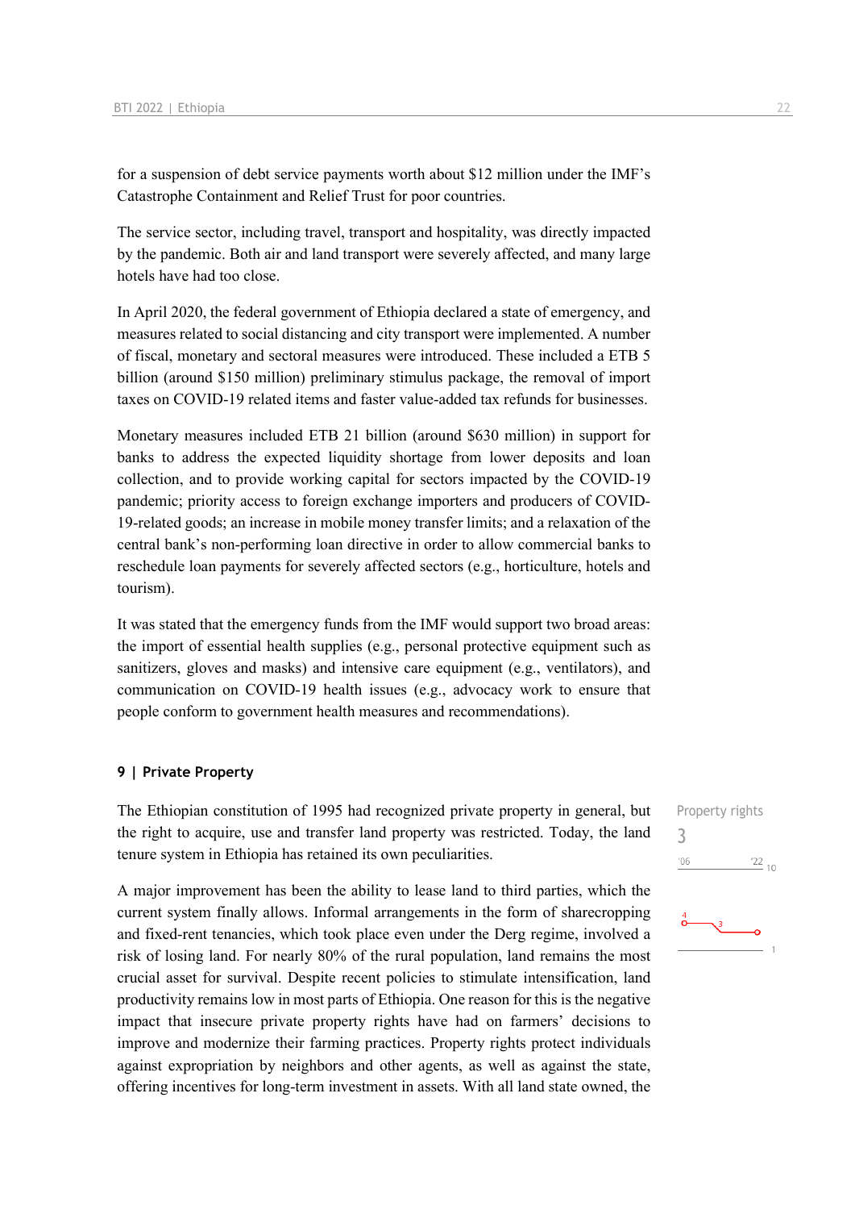for a suspension of debt service payments worth about $12 million under the IMF's Catastrophe Containment and Relief Trust for poor countries.

The service sector, including travel, transport and hospitality, was directly impacted by the pandemic. Both air and land transport were severely affected, and many large hotels have had too close.

In April 2020, the federal government of Ethiopia declared a state of emergency, and measures related to social distancing and city transport were implemented. A number of fiscal, monetary and sectoral measures were introduced. These included a ETB 5 billion (around $150 million) preliminary stimulus package, the removal of import taxes on COVID-19 related items and faster value-added tax refunds for businesses.

Monetary measures included ETB 21 billion (around $630 million) in support for banks to address the expected liquidity shortage from lower deposits and loan collection, and to provide working capital for sectors impacted by the COVID-19 pandemic; priority access to foreign exchange importers and producers of COVID-19-related goods; an increase in mobile money transfer limits; and a relaxation of the central bank's non-performing loan directive in order to allow commercial banks to reschedule loan payments for severely affected sectors (e.g., horticulture, hotels and tourism).

It was stated that the emergency funds from the IMF would support two broad areas: the import of essential health supplies (e.g., personal protective equipment such as sanitizers, gloves and masks) and intensive care equipment (e.g., ventilators), and communication on COVID-19 health issues (e.g., advocacy work to ensure that people conform to government health measures and recommendations).

## 9 | Private Property

Property rights
3

The Ethiopian constitution of 1995 had recognized private property in general, but the right to acquire, use and transfer land property was restricted. Today, the land tenure system in Ethiopia has retained its own peculiarities.

A major improvement has been the ability to lease land to third parties, which the current system finally allows. Informal arrangements in the form of sharecropping and fixed-rent tenancies, which took place even under the Derg regime, involved a risk of losing land. For nearly 80% of the rural population, land remains the most crucial asset for survival. Despite recent policies to stimulate intensification, land productivity remains low in most parts of Ethiopia. One reason for this is the negative impact that insecure private property rights have had on farmers' decisions to improve and modernize their farming practices. Property rights protect individuals against expropriation by neighbors and other agents, as well as against the state, offering incentives for long-term investment in assets. With all land state owned, the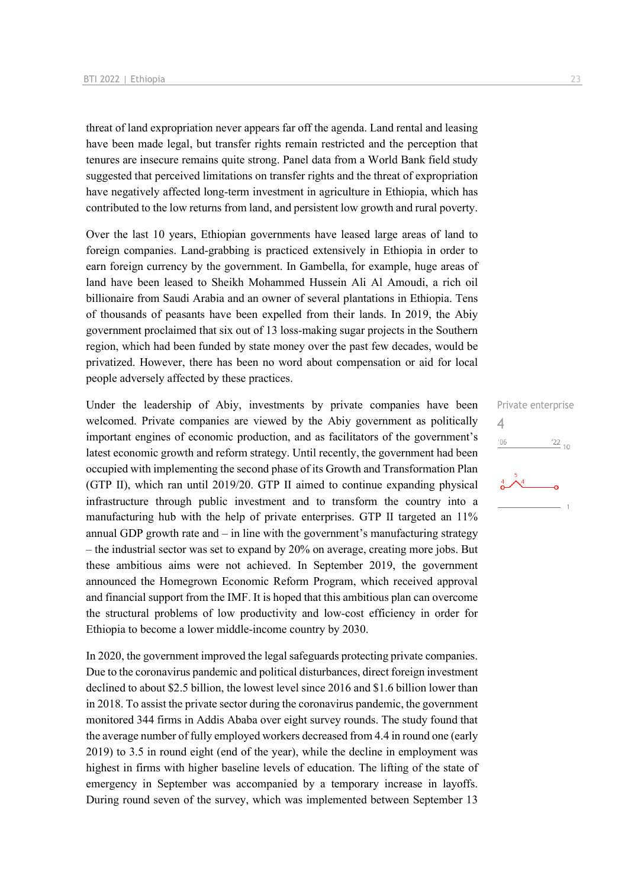threat of land expropriation never appears far off the agenda. Land rental and leasing have been made legal, but transfer rights remain restricted and the perception that tenures are insecure remains quite strong. Panel data from a World Bank field study suggested that perceived limitations on transfer rights and the threat of expropriation have negatively affected long-term investment in agriculture in Ethiopia, which has contributed to the low returns from land, and persistent low growth and rural poverty.

Over the last 10 years, Ethiopian governments have leased large areas of land to foreign companies. Land-grabbing is practiced extensively in Ethiopia in order to earn foreign currency by the government. In Gambella, for example, huge areas of land have been leased to Sheikh Mohammed Hussein Ali Al Amoudi, a rich oil billionaire from Saudi Arabia and an owner of several plantations in Ethiopia. Tens of thousands of peasants have been expelled from their lands. In 2019, the Abiy government proclaimed that six out of 13 loss-making sugar projects in the Southern region, which had been funded by state money over the past few decades, would be privatized. However, there has been no word about compensation or aid for local people adversely affected by these practices.

Private enterprise
4

Under the leadership of Abiy, investments by private companies have been welcomed. Private companies are viewed by the Abiy government as politically important engines of economic production, and as facilitators of the government's latest economic growth and reform strategy. Until recently, the government had been occupied with implementing the second phase of its Growth and Transformation Plan (GTP II), which ran until 2019/20. GTP II aimed to continue expanding physical infrastructure through public investment and to transform the country into a manufacturing hub with the help of private enterprises. GTP II targeted an 11% annual GDP growth rate and – in line with the government's manufacturing strategy – the industrial sector was set to expand by 20% on average, creating more jobs. But these ambitious aims were not achieved. In September 2019, the government announced the Homegrown Economic Reform Program, which received approval and financial support from the IMF. It is hoped that this ambitious plan can overcome the structural problems of low productivity and low-cost efficiency in order for Ethiopia to become a lower middle-income country by 2030.

In 2020, the government improved the legal safeguards protecting private companies. Due to the coronavirus pandemic and political disturbances, direct foreign investment declined to about $2.5 billion, the lowest level since 2016 and $1.6 billion lower than in 2018. To assist the private sector during the coronavirus pandemic, the government monitored 344 firms in Addis Ababa over eight survey rounds. The study found that the average number of fully employed workers decreased from 4.4 in round one (early 2019) to 3.5 in round eight (end of the year), while the decline in employment was highest in firms with higher baseline levels of education. The lifting of the state of emergency in September was accompanied by a temporary increase in layoffs. During round seven of the survey, which was implemented between September 13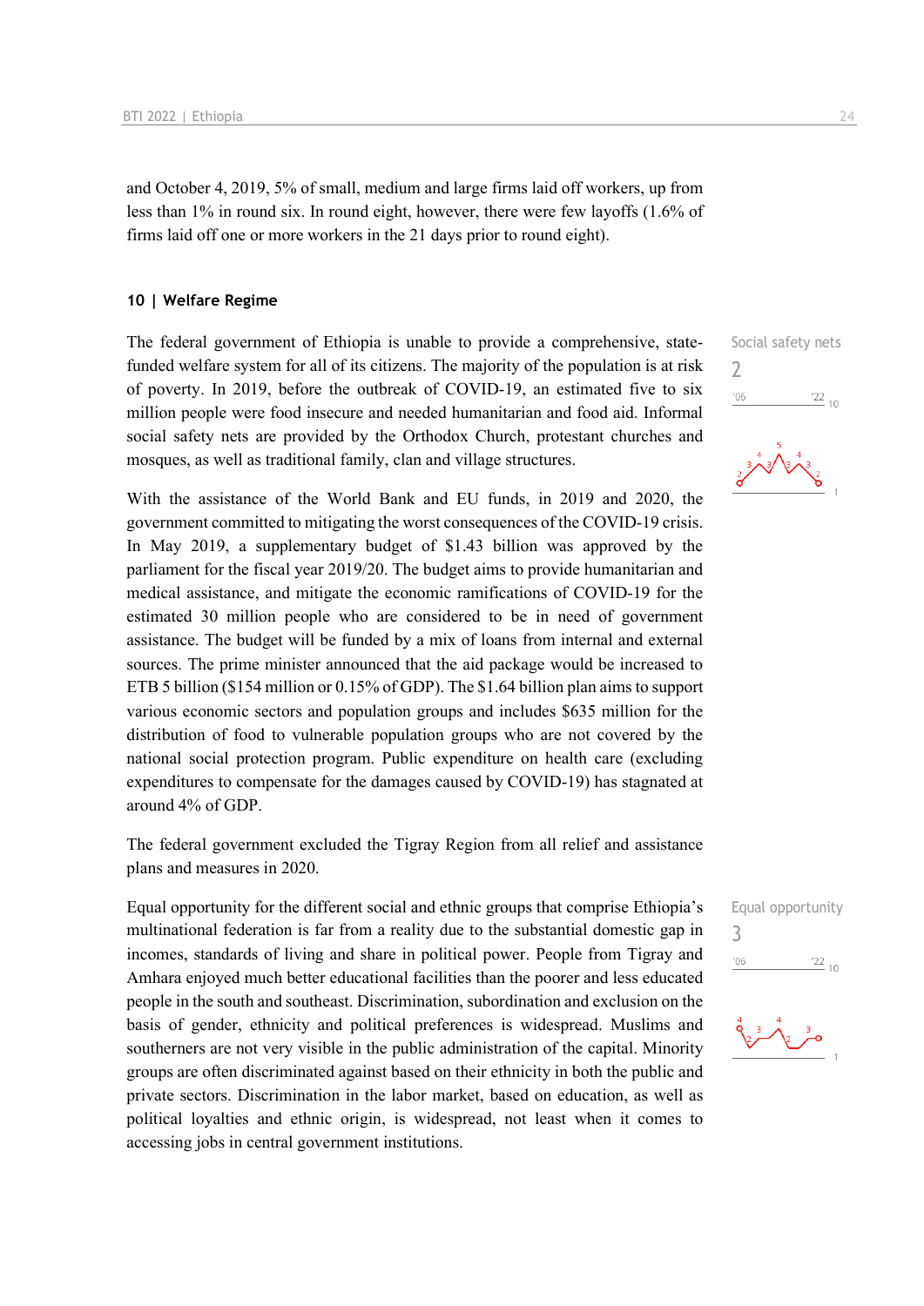and October 4, 2019, 5% of small, medium and large firms laid off workers, up from less than 1% in round six. In round eight, however, there were few layoffs (1.6% of firms laid off one or more workers in the 21 days prior to round eight).

## 10 | Welfare Regime

Social safety nets
2

The federal government of Ethiopia is unable to provide a comprehensive, state-funded welfare system for all of its citizens. The majority of the population is at risk of poverty. In 2019, before the outbreak of COVID-19, an estimated five to six million people were food insecure and needed humanitarian and food aid. Informal social safety nets are provided by the Orthodox Church, protestant churches and mosques, as well as traditional family, clan and village structures.

With the assistance of the World Bank and EU funds, in 2019 and 2020, the government committed to mitigating the worst consequences of the COVID-19 crisis. In May 2019, a supplementary budget of $1.43 billion was approved by the parliament for the fiscal year 2019/20. The budget aims to provide humanitarian and medical assistance, and mitigate the economic ramifications of COVID-19 for the estimated 30 million people who are considered to be in need of government assistance. The budget will be funded by a mix of loans from internal and external sources. The prime minister announced that the aid package would be increased to ETB 5 billion ($154 million or 0.15% of GDP). The $1.64 billion plan aims to support various economic sectors and population groups and includes $635 million for the distribution of food to vulnerable population groups who are not covered by the national social protection program. Public expenditure on health care (excluding expenditures to compensate for the damages caused by COVID-19) has stagnated at around 4% of GDP.

The federal government excluded the Tigray Region from all relief and assistance plans and measures in 2020.

Equal opportunity
3

Equal opportunity for the different social and ethnic groups that comprise Ethiopia's multinational federation is far from a reality due to the substantial domestic gap in incomes, standards of living and share in political power. People from Tigray and Amhara enjoyed much better educational facilities than the poorer and less educated people in the south and southeast. Discrimination, subordination and exclusion on the basis of gender, ethnicity and political preferences is widespread. Muslims and southerners are not very visible in the public administration of the capital. Minority groups are often discriminated against based on their ethnicity in both the public and private sectors. Discrimination in the labor market, based on education, as well as political loyalties and ethnic origin, is widespread, not least when it comes to accessing jobs in central government institutions.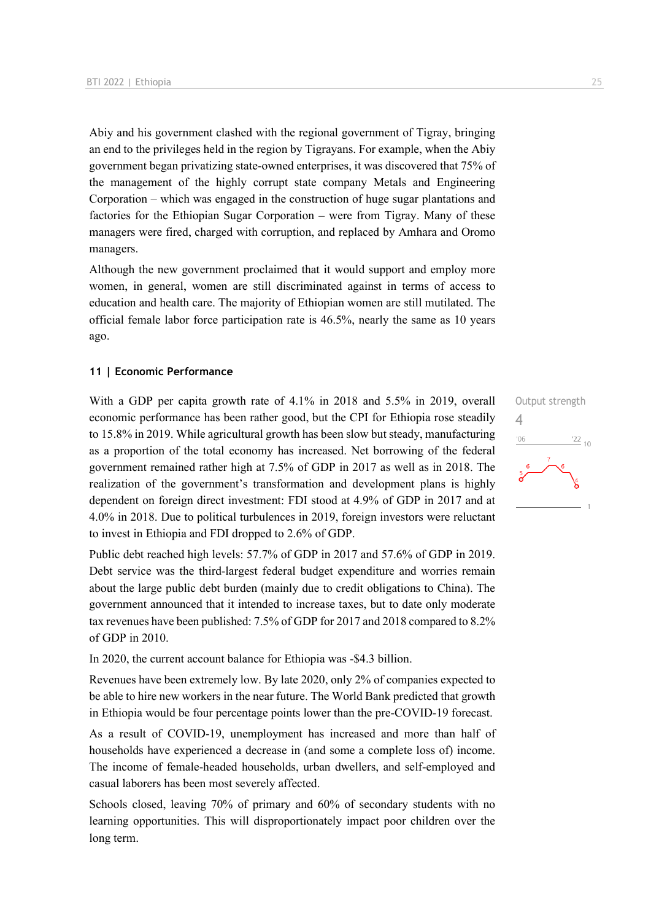Abiy and his government clashed with the regional government of Tigray, bringing an end to the privileges held in the region by Tigrayans. For example, when the Abiy government began privatizing state-owned enterprises, it was discovered that 75% of the management of the highly corrupt state company Metals and Engineering Corporation – which was engaged in the construction of huge sugar plantations and factories for the Ethiopian Sugar Corporation – were from Tigray. Many of these managers were fired, charged with corruption, and replaced by Amhara and Oromo managers.

Although the new government proclaimed that it would support and employ more women, in general, women are still discriminated against in terms of access to education and health care. The majority of Ethiopian women are still mutilated. The official female labor force participation rate is 46.5%, nearly the same as 10 years ago.

## 11 | Economic Performance

Output strength
4

With a GDP per capita growth rate of 4.1% in 2018 and 5.5% in 2019, overall economic performance has been rather good, but the CPI for Ethiopia rose steadily to 15.8% in 2019. While agricultural growth has been slow but steady, manufacturing as a proportion of the total economy has increased. Net borrowing of the federal government remained rather high at 7.5% of GDP in 2017 as well as in 2018. The realization of the government's transformation and development plans is highly dependent on foreign direct investment: FDI stood at 4.9% of GDP in 2017 and at 4.0% in 2018. Due to political turbulences in 2019, foreign investors were reluctant to invest in Ethiopia and FDI dropped to 2.6% of GDP.

Public debt reached high levels: 57.7% of GDP in 2017 and 57.6% of GDP in 2019. Debt service was the third-largest federal budget expenditure and worries remain about the large public debt burden (mainly due to credit obligations to China). The government announced that it intended to increase taxes, but to date only moderate tax revenues have been published: 7.5% of GDP for 2017 and 2018 compared to 8.2% of GDP in 2010.

In 2020, the current account balance for Ethiopia was -$4.3 billion.

Revenues have been extremely low. By late 2020, only 2% of companies expected to be able to hire new workers in the near future. The World Bank predicted that growth in Ethiopia would be four percentage points lower than the pre-COVID-19 forecast.

As a result of COVID-19, unemployment has increased and more than half of households have experienced a decrease in (and some a complete loss of) income. The income of female-headed households, urban dwellers, and self-employed and casual laborers has been most severely affected.

Schools closed, leaving 70% of primary and 60% of secondary students with no learning opportunities. This will disproportionately impact poor children over the long term.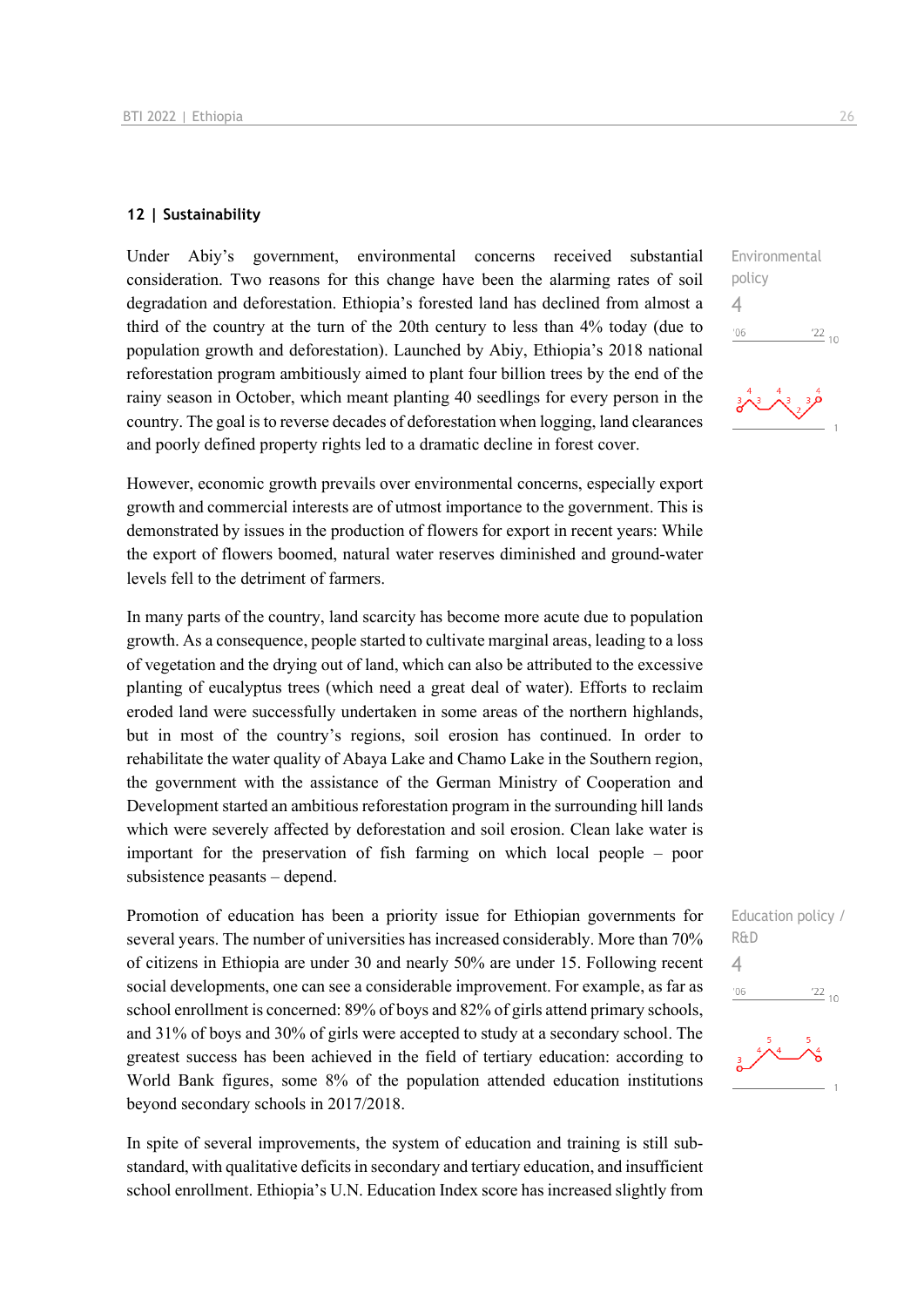## 12 | Sustainability

Under Abiy's government, environmental concerns received substantial consideration. Two reasons for this change have been the alarming rates of soil degradation and deforestation. Ethiopia's forested land has declined from almost a third of the country at the turn of the 20th century to less than 4% today (due to population growth and deforestation). Launched by Abiy, Ethiopia's 2018 national reforestation program ambitiously aimed to plant four billion trees by the end of the rainy season in October, which meant planting 40 seedlings for every person in the country. The goal is to reverse decades of deforestation when logging, land clearances and poorly defined property rights led to a dramatic decline in forest cover.

Environmental policy
4

However, economic growth prevails over environmental concerns, especially export growth and commercial interests are of utmost importance to the government. This is demonstrated by issues in the production of flowers for export in recent years: While the export of flowers boomed, natural water reserves diminished and ground-water levels fell to the detriment of farmers.

In many parts of the country, land scarcity has become more acute due to population growth. As a consequence, people started to cultivate marginal areas, leading to a loss of vegetation and the drying out of land, which can also be attributed to the excessive planting of eucalyptus trees (which need a great deal of water). Efforts to reclaim eroded land were successfully undertaken in some areas of the northern highlands, but in most of the country's regions, soil erosion has continued. In order to rehabilitate the water quality of Abaya Lake and Chamo Lake in the Southern region, the government with the assistance of the German Ministry of Cooperation and Development started an ambitious reforestation program in the surrounding hill lands which were severely affected by deforestation and soil erosion. Clean lake water is important for the preservation of fish farming on which local people – poor subsistence peasants – depend.

Promotion of education has been a priority issue for Ethiopian governments for several years. The number of universities has increased considerably. More than 70% of citizens in Ethiopia are under 30 and nearly 50% are under 15. Following recent social developments, one can see a considerable improvement. For example, as far as school enrollment is concerned: 89% of boys and 82% of girls attend primary schools, and 31% of boys and 30% of girls were accepted to study at a secondary school. The greatest success has been achieved in the field of tertiary education: according to World Bank figures, some 8% of the population attended education institutions beyond secondary schools in 2017/2018.

Education policy / R&D
4

In spite of several improvements, the system of education and training is still sub-standard, with qualitative deficits in secondary and tertiary education, and insufficient school enrollment. Ethiopia's U.N. Education Index score has increased slightly from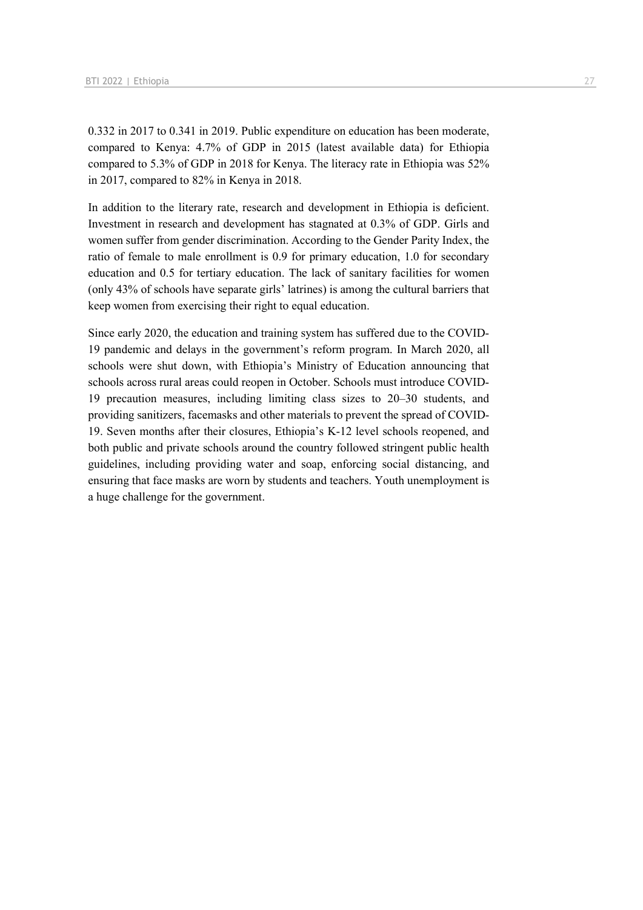0.332 in 2017 to 0.341 in 2019. Public expenditure on education has been moderate, compared to Kenya: 4.7% of GDP in 2015 (latest available data) for Ethiopia compared to 5.3% of GDP in 2018 for Kenya. The literacy rate in Ethiopia was 52% in 2017, compared to 82% in Kenya in 2018.

In addition to the literary rate, research and development in Ethiopia is deficient. Investment in research and development has stagnated at 0.3% of GDP. Girls and women suffer from gender discrimination. According to the Gender Parity Index, the ratio of female to male enrollment is 0.9 for primary education, 1.0 for secondary education and 0.5 for tertiary education. The lack of sanitary facilities for women (only 43% of schools have separate girls' latrines) is among the cultural barriers that keep women from exercising their right to equal education.

Since early 2020, the education and training system has suffered due to the COVID-19 pandemic and delays in the government's reform program. In March 2020, all schools were shut down, with Ethiopia's Ministry of Education announcing that schools across rural areas could reopen in October. Schools must introduce COVID-19 precaution measures, including limiting class sizes to 20–30 students, and providing sanitizers, facemasks and other materials to prevent the spread of COVID-19. Seven months after their closures, Ethiopia's K-12 level schools reopened, and both public and private schools around the country followed stringent public health guidelines, including providing water and soap, enforcing social distancing, and ensuring that face masks are worn by students and teachers. Youth unemployment is a huge challenge for the government.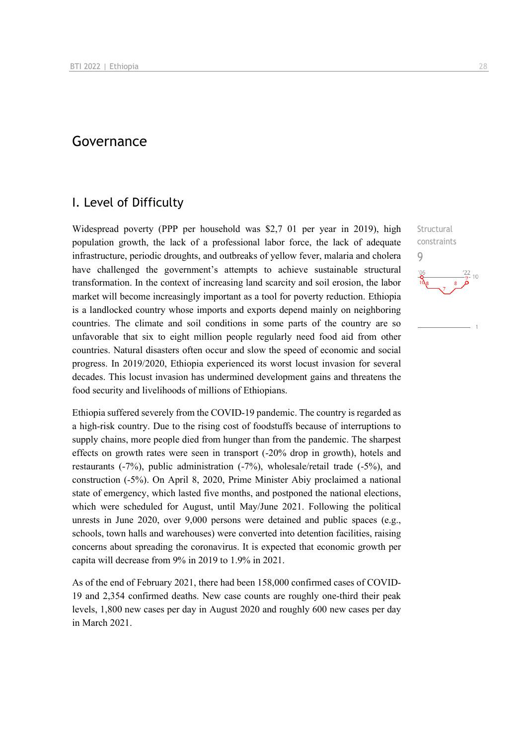# Governance

## I. Level of Difficulty

Widespread poverty (PPP per household was $2,7 01 per year in 2019), high population growth, the lack of a professional labor force, the lack of adequate infrastructure, periodic droughts, and outbreaks of yellow fever, malaria and cholera have challenged the government's attempts to achieve sustainable structural transformation. In the context of increasing land scarcity and soil erosion, the labor market will become increasingly important as a tool for poverty reduction. Ethiopia is a landlocked country whose imports and exports depend mainly on neighboring countries. The climate and soil conditions in some parts of the country are so unfavorable that six to eight million people regularly need food aid from other countries. Natural disasters often occur and slow the speed of economic and social progress. In 2019/2020, Ethiopia experienced its worst locust invasion for several decades. This locust invasion has undermined development gains and threatens the food security and livelihoods of millions of Ethiopians.

Structural constraints
9

Ethiopia suffered severely from the COVID-19 pandemic. The country is regarded as a high-risk country. Due to the rising cost of foodstuffs because of interruptions to supply chains, more people died from hunger than from the pandemic. The sharpest effects on growth rates were seen in transport (-20% drop in growth), hotels and restaurants (-7%), public administration (-7%), wholesale/retail trade (-5%), and construction (-5%). On April 8, 2020, Prime Minister Abiy proclaimed a national state of emergency, which lasted five months, and postponed the national elections, which were scheduled for August, until May/June 2021. Following the political unrests in June 2020, over 9,000 persons were detained and public spaces (e.g., schools, town halls and warehouses) were converted into detention facilities, raising concerns about spreading the coronavirus. It is expected that economic growth per capita will decrease from 9% in 2019 to 1.9% in 2021.

As of the end of February 2021, there had been 158,000 confirmed cases of COVID-19 and 2,354 confirmed deaths. New case counts are roughly one-third their peak levels, 1,800 new cases per day in August 2020 and roughly 600 new cases per day in March 2021.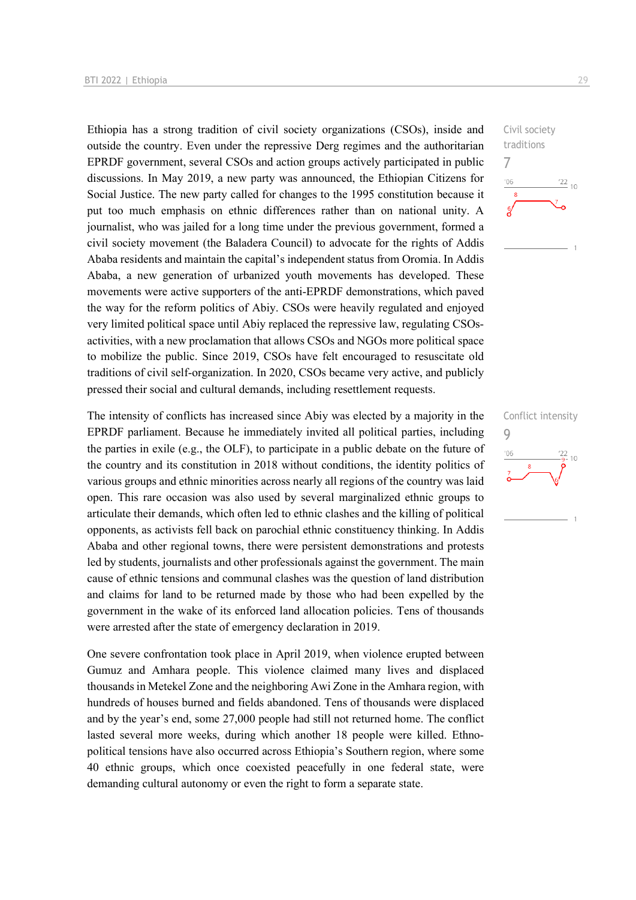Ethiopia has a strong tradition of civil society organizations (CSOs), inside and outside the country. Even under the repressive Derg regimes and the authoritarian EPRDF government, several CSOs and action groups actively participated in public discussions. In May 2019, a new party was announced, the Ethiopian Citizens for Social Justice. The new party called for changes to the 1995 constitution because it put too much emphasis on ethnic differences rather than on national unity. A journalist, who was jailed for a long time under the previous government, formed a civil society movement (the Baladera Council) to advocate for the rights of Addis Ababa residents and maintain the capital's independent status from Oromia. In Addis Ababa, a new generation of urbanized youth movements has developed. These movements were active supporters of the anti-EPRDF demonstrations, which paved the way for the reform politics of Abiy. CSOs were heavily regulated and enjoyed very limited political space until Abiy replaced the repressive law, regulating CSOs-activities, with a new proclamation that allows CSOs and NGOs more political space to mobilize the public. Since 2019, CSOs have felt encouraged to resuscitate old traditions of civil self-organization. In 2020, CSOs became very active, and publicly pressed their social and cultural demands, including resettlement requests.

Civil society traditions
7

The intensity of conflicts has increased since Abiy was elected by a majority in the EPRDF parliament. Because he immediately invited all political parties, including the parties in exile (e.g., the OLF), to participate in a public debate on the future of the country and its constitution in 2018 without conditions, the identity politics of various groups and ethnic minorities across nearly all regions of the country was laid open. This rare occasion was also used by several marginalized ethnic groups to articulate their demands, which often led to ethnic clashes and the killing of political opponents, as activists fell back on parochial ethnic constituency thinking. In Addis Ababa and other regional towns, there were persistent demonstrations and protests led by students, journalists and other professionals against the government. The main cause of ethnic tensions and communal clashes was the question of land distribution and claims for land to be returned made by those who had been expelled by the government in the wake of its enforced land allocation policies. Tens of thousands were arrested after the state of emergency declaration in 2019.

Conflict intensity
9

One severe confrontation took place in April 2019, when violence erupted between Gumuz and Amhara people. This violence claimed many lives and displaced thousands in Metekel Zone and the neighboring Awi Zone in the Amhara region, with hundreds of houses burned and fields abandoned. Tens of thousands were displaced and by the year's end, some 27,000 people had still not returned home. The conflict lasted several more weeks, during which another 18 people were killed. Ethno-political tensions have also occurred across Ethiopia's Southern region, where some 40 ethnic groups, which once coexisted peacefully in one federal state, were demanding cultural autonomy or even the right to form a separate state.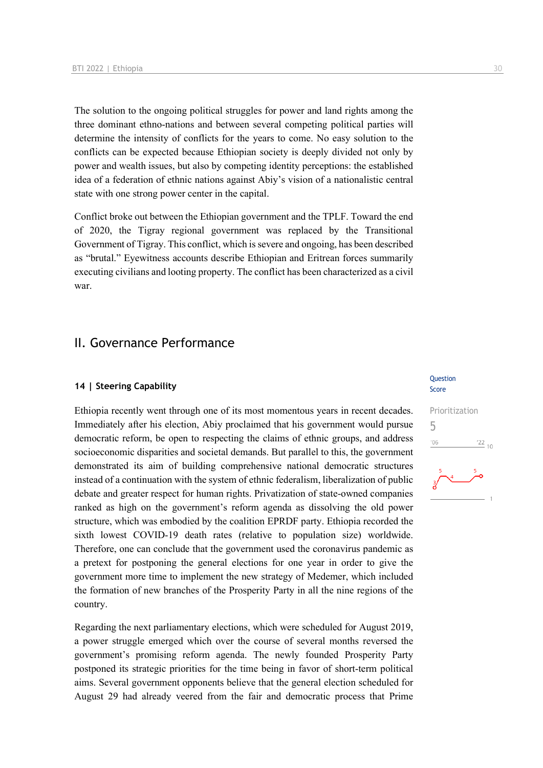The solution to the ongoing political struggles for power and land rights among the three dominant ethno-nations and between several competing political parties will determine the intensity of conflicts for the years to come. No easy solution to the conflicts can be expected because Ethiopian society is deeply divided not only by power and wealth issues, but also by competing identity perceptions: the established idea of a federation of ethnic nations against Abiy's vision of a nationalistic central state with one strong power center in the capital.

Conflict broke out between the Ethiopian government and the TPLF. Toward the end of 2020, the Tigray regional government was replaced by the Transitional Government of Tigray. This conflict, which is severe and ongoing, has been described as "brutal." Eyewitness accounts describe Ethiopian and Eritrean forces summarily executing civilians and looting property. The conflict has been characterized as a civil war.

## II. Governance Performance

### 14 | Steering Capability

Question Score

Prioritization
5

Ethiopia recently went through one of its most momentous years in recent decades. Immediately after his election, Abiy proclaimed that his government would pursue democratic reform, be open to respecting the claims of ethnic groups, and address socioeconomic disparities and societal demands. But parallel to this, the government demonstrated its aim of building comprehensive national democratic structures instead of a continuation with the system of ethnic federalism, liberalization of public debate and greater respect for human rights. Privatization of state-owned companies ranked as high on the government's reform agenda as dissolving the old power structure, which was embodied by the coalition EPRDF party. Ethiopia recorded the sixth lowest COVID-19 death rates (relative to population size) worldwide. Therefore, one can conclude that the government used the coronavirus pandemic as a pretext for postponing the general elections for one year in order to give the government more time to implement the new strategy of Medemer, which included the formation of new branches of the Prosperity Party in all the nine regions of the country.

Regarding the next parliamentary elections, which were scheduled for August 2019, a power struggle emerged which over the course of several months reversed the government's promising reform agenda. The newly founded Prosperity Party postponed its strategic priorities for the time being in favor of short-term political aims. Several government opponents believe that the general election scheduled for August 29 had already veered from the fair and democratic process that Prime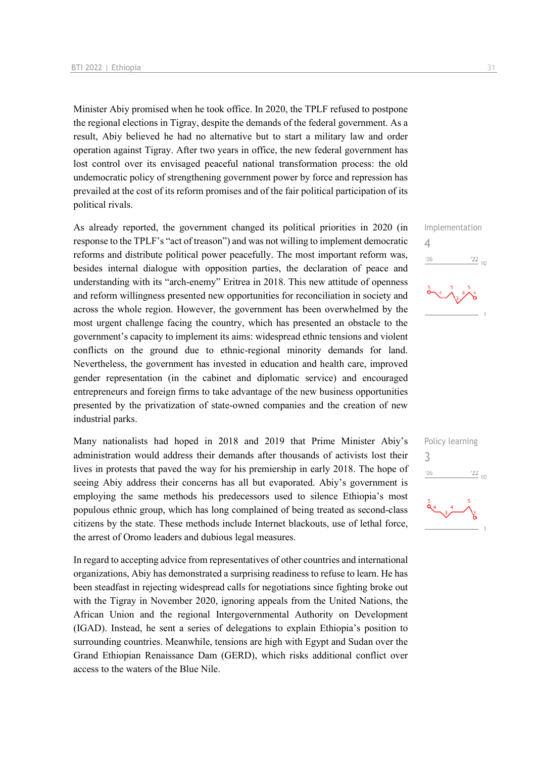Minister Abiy promised when he took office. In 2020, the TPLF refused to postpone the regional elections in Tigray, despite the demands of the federal government. As a result, Abiy believed he had no alternative but to start a military law and order operation against Tigray. After two years in office, the new federal government has lost control over its envisaged peaceful national transformation process: the old undemocratic policy of strengthening government power by force and repression has prevailed at the cost of its reform promises and of the fair political participation of its political rivals.

Implementation

4

As already reported, the government changed its political priorities in 2020 (in response to the TPLF's "act of treason") and was not willing to implement democratic reforms and distribute political power peacefully. The most important reform was, besides internal dialogue with opposition parties, the declaration of peace and understanding with its "arch-enemy" Eritrea in 2018. This new attitude of openness and reform willingness presented new opportunities for reconciliation in society and across the whole region. However, the government has been overwhelmed by the most urgent challenge facing the country, which has presented an obstacle to the government's capacity to implement its aims: widespread ethnic tensions and violent conflicts on the ground due to ethnic-regional minority demands for land. Nevertheless, the government has invested in education and health care, improved gender representation (in the cabinet and diplomatic service) and encouraged entrepreneurs and foreign firms to take advantage of the new business opportunities presented by the privatization of state-owned companies and the creation of new industrial parks.

Policy learning

3

Many nationalists had hoped in 2018 and 2019 that Prime Minister Abiy's administration would address their demands after thousands of activists lost their lives in protests that paved the way for his premiership in early 2018. The hope of seeing Abiy address their concerns has all but evaporated. Abiy's government is employing the same methods his predecessors used to silence Ethiopia's most populous ethnic group, which has long complained of being treated as second-class citizens by the state. These methods include Internet blackouts, use of lethal force, the arrest of Oromo leaders and dubious legal measures.

In regard to accepting advice from representatives of other countries and international organizations, Abiy has demonstrated a surprising readiness to refuse to learn. He has been steadfast in rejecting widespread calls for negotiations since fighting broke out with the Tigray in November 2020, ignoring appeals from the United Nations, the African Union and the regional Intergovernmental Authority on Development (IGAD). Instead, he sent a series of delegations to explain Ethiopia's position to surrounding countries. Meanwhile, tensions are high with Egypt and Sudan over the Grand Ethiopian Renaissance Dam (GERD), which risks additional conflict over access to the waters of the Blue Nile.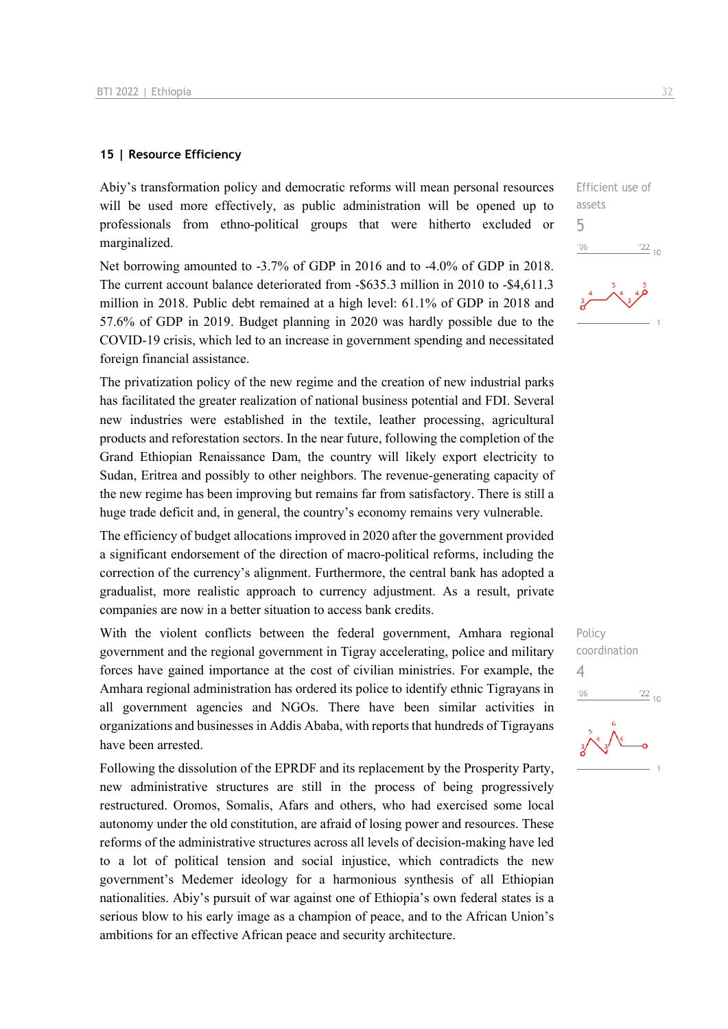### 15 | Resource Efficiency

Efficient use of assets

5

Abiy's transformation policy and democratic reforms will mean personal resources will be used more effectively, as public administration will be opened up to professionals from ethno-political groups that were hitherto excluded or marginalized.

Net borrowing amounted to -3.7% of GDP in 2016 and to -4.0% of GDP in 2018. The current account balance deteriorated from -$635.3 million in 2010 to -$4,611.3 million in 2018. Public debt remained at a high level: 61.1% of GDP in 2018 and 57.6% of GDP in 2019. Budget planning in 2020 was hardly possible due to the COVID-19 crisis, which led to an increase in government spending and necessitated foreign financial assistance.

The privatization policy of the new regime and the creation of new industrial parks has facilitated the greater realization of national business potential and FDI. Several new industries were established in the textile, leather processing, agricultural products and reforestation sectors. In the near future, following the completion of the Grand Ethiopian Renaissance Dam, the country will likely export electricity to Sudan, Eritrea and possibly to other neighbors. The revenue-generating capacity of the new regime has been improving but remains far from satisfactory. There is still a huge trade deficit and, in general, the country's economy remains very vulnerable.

The efficiency of budget allocations improved in 2020 after the government provided a significant endorsement of the direction of macro-political reforms, including the correction of the currency's alignment. Furthermore, the central bank has adopted a gradualist, more realistic approach to currency adjustment. As a result, private companies are now in a better situation to access bank credits.

Policy coordination

4

With the violent conflicts between the federal government, Amhara regional government and the regional government in Tigray accelerating, police and military forces have gained importance at the cost of civilian ministries. For example, the Amhara regional administration has ordered its police to identify ethnic Tigrayans in all government agencies and NGOs. There have been similar activities in organizations and businesses in Addis Ababa, with reports that hundreds of Tigrayans have been arrested.

Following the dissolution of the EPRDF and its replacement by the Prosperity Party, new administrative structures are still in the process of being progressively restructured. Oromos, Somalis, Afars and others, who had exercised some local autonomy under the old constitution, are afraid of losing power and resources. These reforms of the administrative structures across all levels of decision-making have led to a lot of political tension and social injustice, which contradicts the new government's Medemer ideology for a harmonious synthesis of all Ethiopian nationalities. Abiy's pursuit of war against one of Ethiopia's own federal states is a serious blow to his early image as a champion of peace, and to the African Union's ambitions for an effective African peace and security architecture.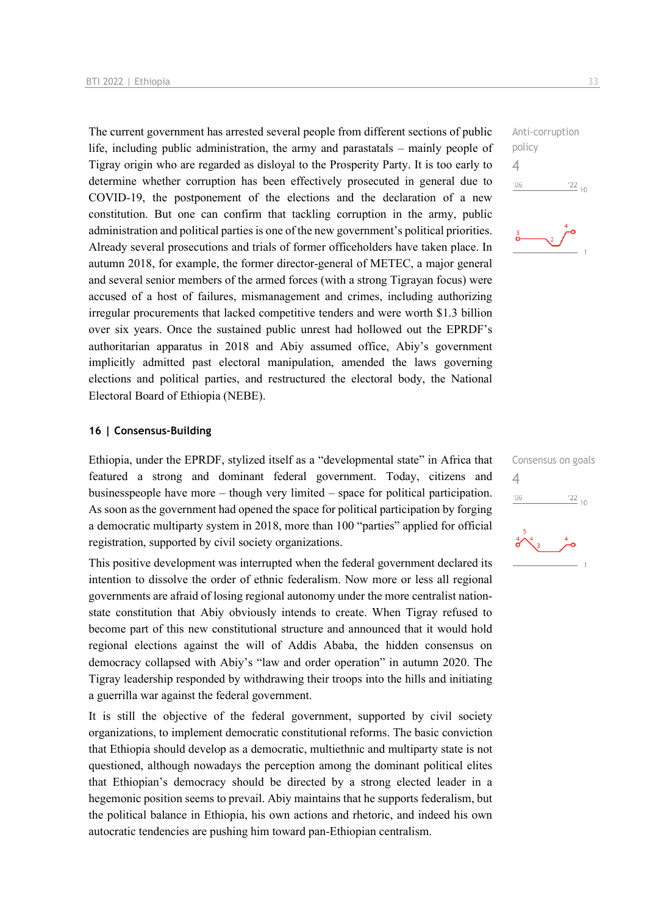The current government has arrested several people from different sections of public life, including public administration, the army and parastatals – mainly people of Tigray origin who are regarded as disloyal to the Prosperity Party. It is too early to determine whether corruption has been effectively prosecuted in general due to COVID-19, the postponement of the elections and the declaration of a new constitution. But one can confirm that tackling corruption in the army, public administration and political parties is one of the new government's political priorities. Already several prosecutions and trials of former officeholders have taken place. In autumn 2018, for example, the former director-general of METEC, a major general and several senior members of the armed forces (with a strong Tigrayan focus) were accused of a host of failures, mismanagement and crimes, including authorizing irregular procurements that lacked competitive tenders and were worth $1.3 billion over six years. Once the sustained public unrest had hollowed out the EPRDF's authoritarian apparatus in 2018 and Abiy assumed office, Abiy's government implicitly admitted past electoral manipulation, amended the laws governing elections and political parties, and restructured the electoral body, the National Electoral Board of Ethiopia (NEBE).

Anti-corruption policy
4

## 16 | Consensus-Building

Ethiopia, under the EPRDF, stylized itself as a "developmental state" in Africa that featured a strong and dominant federal government. Today, citizens and businesspeople have more – though very limited – space for political participation. As soon as the government had opened the space for political participation by forging a democratic multiparty system in 2018, more than 100 "parties" applied for official registration, supported by civil society organizations.

Consensus on goals
4

This positive development was interrupted when the federal government declared its intention to dissolve the order of ethnic federalism. Now more or less all regional governments are afraid of losing regional autonomy under the more centralist nation-state constitution that Abiy obviously intends to create. When Tigray refused to become part of this new constitutional structure and announced that it would hold regional elections against the will of Addis Ababa, the hidden consensus on democracy collapsed with Abiy's "law and order operation" in autumn 2020. The Tigray leadership responded by withdrawing their troops into the hills and initiating a guerrilla war against the federal government.

It is still the objective of the federal government, supported by civil society organizations, to implement democratic constitutional reforms. The basic conviction that Ethiopia should develop as a democratic, multiethnic and multiparty state is not questioned, although nowadays the perception among the dominant political elites that Ethiopian's democracy should be directed by a strong elected leader in a hegemonic position seems to prevail. Abiy maintains that he supports federalism, but the political balance in Ethiopia, his own actions and rhetoric, and indeed his own autocratic tendencies are pushing him toward pan-Ethiopian centralism.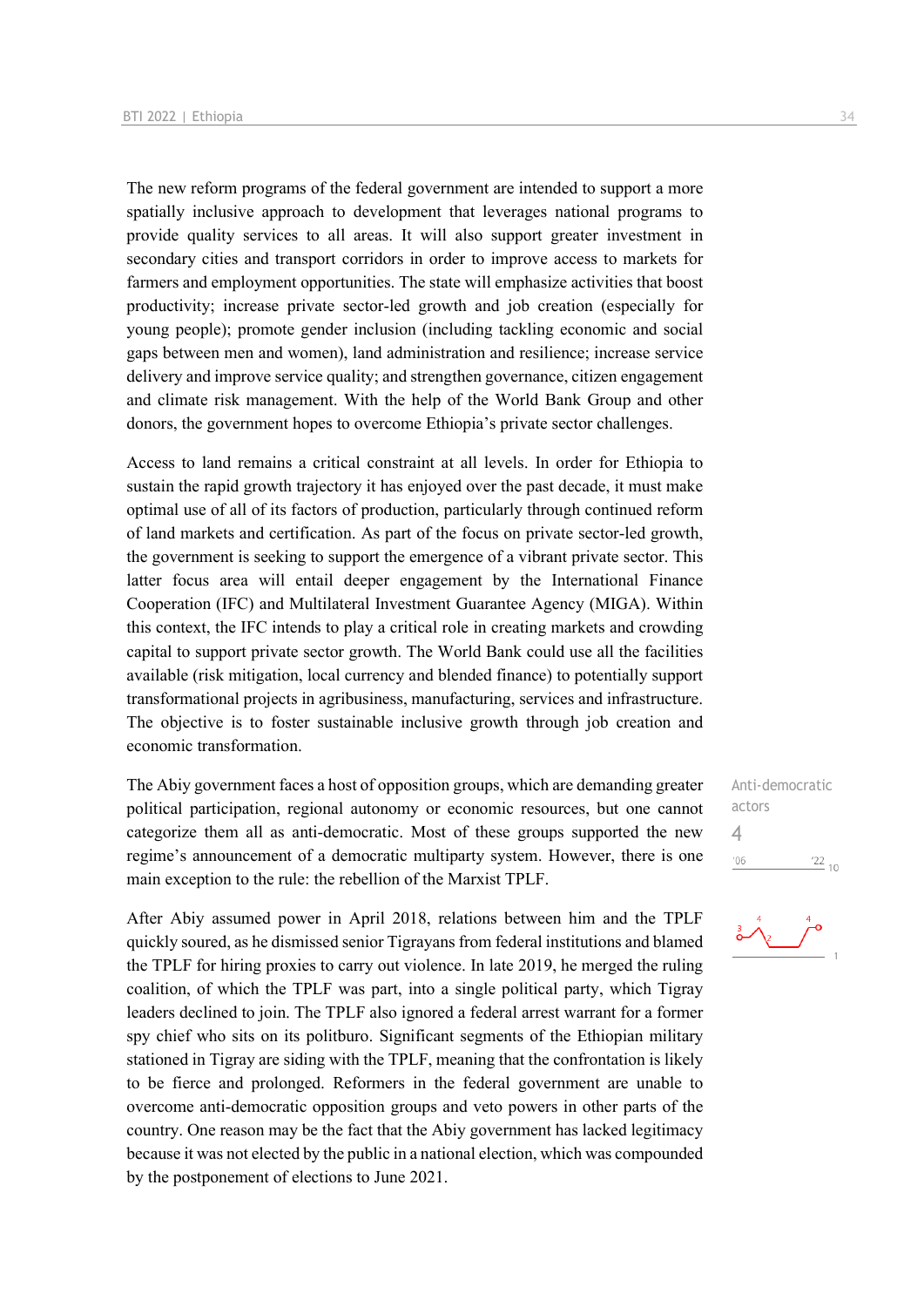The new reform programs of the federal government are intended to support a more spatially inclusive approach to development that leverages national programs to provide quality services to all areas. It will also support greater investment in secondary cities and transport corridors in order to improve access to markets for farmers and employment opportunities. The state will emphasize activities that boost productivity; increase private sector-led growth and job creation (especially for young people); promote gender inclusion (including tackling economic and social gaps between men and women), land administration and resilience; increase service delivery and improve service quality; and strengthen governance, citizen engagement and climate risk management. With the help of the World Bank Group and other donors, the government hopes to overcome Ethiopia's private sector challenges.

Access to land remains a critical constraint at all levels. In order for Ethiopia to sustain the rapid growth trajectory it has enjoyed over the past decade, it must make optimal use of all of its factors of production, particularly through continued reform of land markets and certification. As part of the focus on private sector-led growth, the government is seeking to support the emergence of a vibrant private sector. This latter focus area will entail deeper engagement by the International Finance Cooperation (IFC) and Multilateral Investment Guarantee Agency (MIGA). Within this context, the IFC intends to play a critical role in creating markets and crowding capital to support private sector growth. The World Bank could use all the facilities available (risk mitigation, local currency and blended finance) to potentially support transformational projects in agribusiness, manufacturing, services and infrastructure. The objective is to foster sustainable inclusive growth through job creation and economic transformation.

Anti-democratic actors

4

The Abiy government faces a host of opposition groups, which are demanding greater political participation, regional autonomy or economic resources, but one cannot categorize them all as anti-democratic. Most of these groups supported the new regime's announcement of a democratic multiparty system. However, there is one main exception to the rule: the rebellion of the Marxist TPLF.

After Abiy assumed power in April 2018, relations between him and the TPLF quickly soured, as he dismissed senior Tigrayans from federal institutions and blamed the TPLF for hiring proxies to carry out violence. In late 2019, he merged the ruling coalition, of which the TPLF was part, into a single political party, which Tigray leaders declined to join. The TPLF also ignored a federal arrest warrant for a former spy chief who sits on its politburo. Significant segments of the Ethiopian military stationed in Tigray are siding with the TPLF, meaning that the confrontation is likely to be fierce and prolonged. Reformers in the federal government are unable to overcome anti-democratic opposition groups and veto powers in other parts of the country. One reason may be the fact that the Abiy government has lacked legitimacy because it was not elected by the public in a national election, which was compounded by the postponement of elections to June 2021.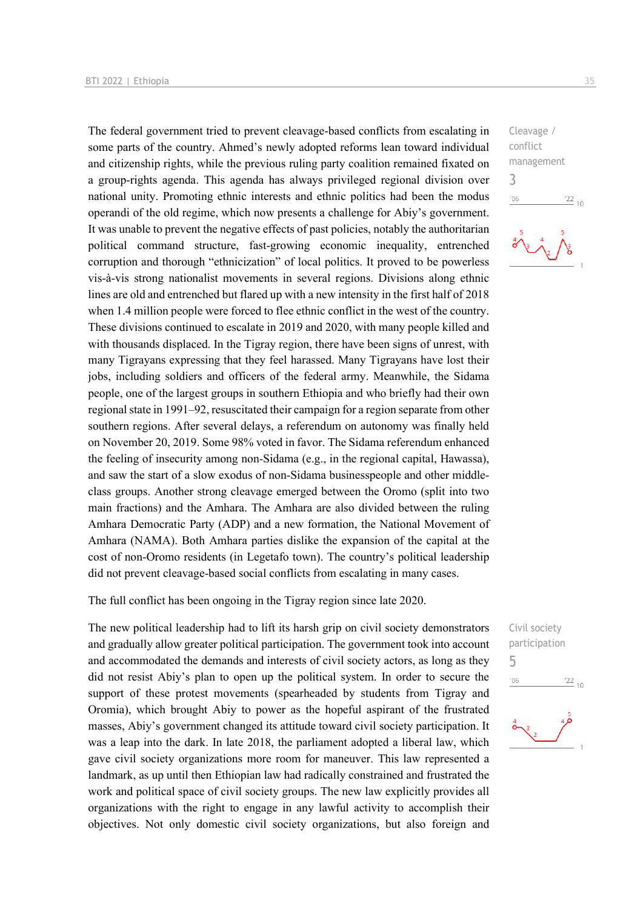The federal government tried to prevent cleavage-based conflicts from escalating in some parts of the country. Ahmed's newly adopted reforms lean toward individual and citizenship rights, while the previous ruling party coalition remained fixated on a group-rights agenda. This agenda has always privileged regional division over national unity. Promoting ethnic interests and ethnic politics had been the modus operandi of the old regime, which now presents a challenge for Abiy's government. It was unable to prevent the negative effects of past policies, notably the authoritarian political command structure, fast-growing economic inequality, entrenched corruption and thorough "ethnicization" of local politics. It proved to be powerless vis-à-vis strong nationalist movements in several regions. Divisions along ethnic lines are old and entrenched but flared up with a new intensity in the first half of 2018 when 1.4 million people were forced to flee ethnic conflict in the west of the country. These divisions continued to escalate in 2019 and 2020, with many people killed and with thousands displaced. In the Tigray region, there have been signs of unrest, with many Tigrayans expressing that they feel harassed. Many Tigrayans have lost their jobs, including soldiers and officers of the federal army. Meanwhile, the Sidama people, one of the largest groups in southern Ethiopia and who briefly had their own regional state in 1991–92, resuscitated their campaign for a region separate from other southern regions. After several delays, a referendum on autonomy was finally held on November 20, 2019. Some 98% voted in favor. The Sidama referendum enhanced the feeling of insecurity among non-Sidama (e.g., in the regional capital, Hawassa), and saw the start of a slow exodus of non-Sidama businesspeople and other middle-class groups. Another strong cleavage emerged between the Oromo (split into two main fractions) and the Amhara. The Amhara are also divided between the ruling Amhara Democratic Party (ADP) and a new formation, the National Movement of Amhara (NAMA). Both Amhara parties dislike the expansion of the capital at the cost of non-Oromo residents (in Legetafo town). The country's political leadership did not prevent cleavage-based social conflicts from escalating in many cases.

Cleavage / conflict management
3

The full conflict has been ongoing in the Tigray region since late 2020.

The new political leadership had to lift its harsh grip on civil society demonstrators and gradually allow greater political participation. The government took into account and accommodated the demands and interests of civil society actors, as long as they did not resist Abiy's plan to open up the political system. In order to secure the support of these protest movements (spearheaded by students from Tigray and Oromia), which brought Abiy to power as the hopeful aspirant of the frustrated masses, Abiy's government changed its attitude toward civil society participation. It was a leap into the dark. In late 2018, the parliament adopted a liberal law, which gave civil society organizations more room for maneuver. This law represented a landmark, as up until then Ethiopian law had radically constrained and frustrated the work and political space of civil society groups. The new law explicitly provides all organizations with the right to engage in any lawful activity to accomplish their objectives. Not only domestic civil society organizations, but also foreign and

Civil society participation
5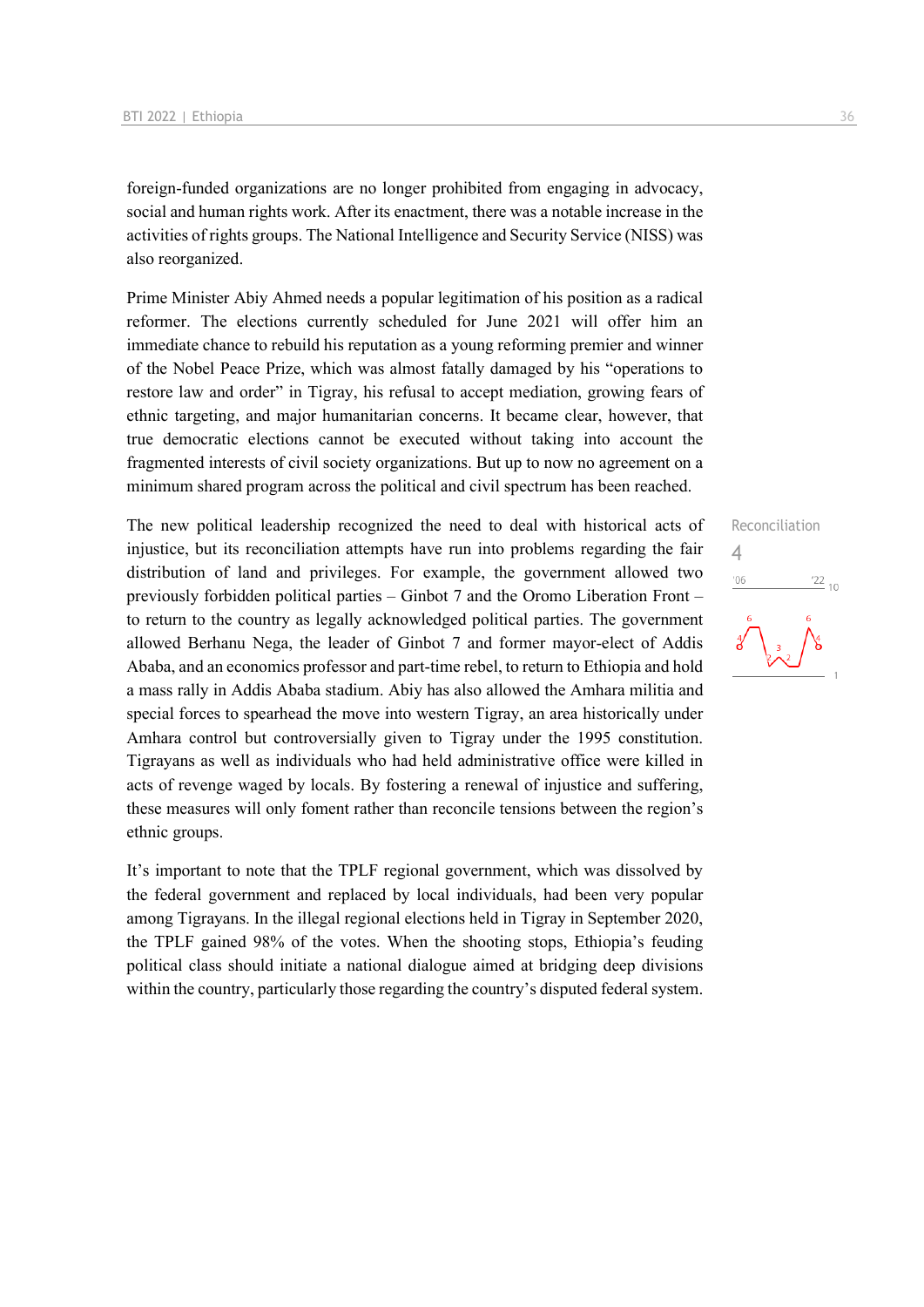foreign-funded organizations are no longer prohibited from engaging in advocacy, social and human rights work. After its enactment, there was a notable increase in the activities of rights groups. The National Intelligence and Security Service (NISS) was also reorganized.

Prime Minister Abiy Ahmed needs a popular legitimation of his position as a radical reformer. The elections currently scheduled for June 2021 will offer him an immediate chance to rebuild his reputation as a young reforming premier and winner of the Nobel Peace Prize, which was almost fatally damaged by his "operations to restore law and order" in Tigray, his refusal to accept mediation, growing fears of ethnic targeting, and major humanitarian concerns. It became clear, however, that true democratic elections cannot be executed without taking into account the fragmented interests of civil society organizations. But up to now no agreement on a minimum shared program across the political and civil spectrum has been reached.

Reconciliation
4

The new political leadership recognized the need to deal with historical acts of injustice, but its reconciliation attempts have run into problems regarding the fair distribution of land and privileges. For example, the government allowed two previously forbidden political parties – Ginbot 7 and the Oromo Liberation Front – to return to the country as legally acknowledged political parties. The government allowed Berhanu Nega, the leader of Ginbot 7 and former mayor-elect of Addis Ababa, and an economics professor and part-time rebel, to return to Ethiopia and hold a mass rally in Addis Ababa stadium. Abiy has also allowed the Amhara militia and special forces to spearhead the move into western Tigray, an area historically under Amhara control but controversially given to Tigray under the 1995 constitution. Tigrayans as well as individuals who had held administrative office were killed in acts of revenge waged by locals. By fostering a renewal of injustice and suffering, these measures will only foment rather than reconcile tensions between the region's ethnic groups.

It's important to note that the TPLF regional government, which was dissolved by the federal government and replaced by local individuals, had been very popular among Tigrayans. In the illegal regional elections held in Tigray in September 2020, the TPLF gained 98% of the votes. When the shooting stops, Ethiopia's feuding political class should initiate a national dialogue aimed at bridging deep divisions within the country, particularly those regarding the country's disputed federal system.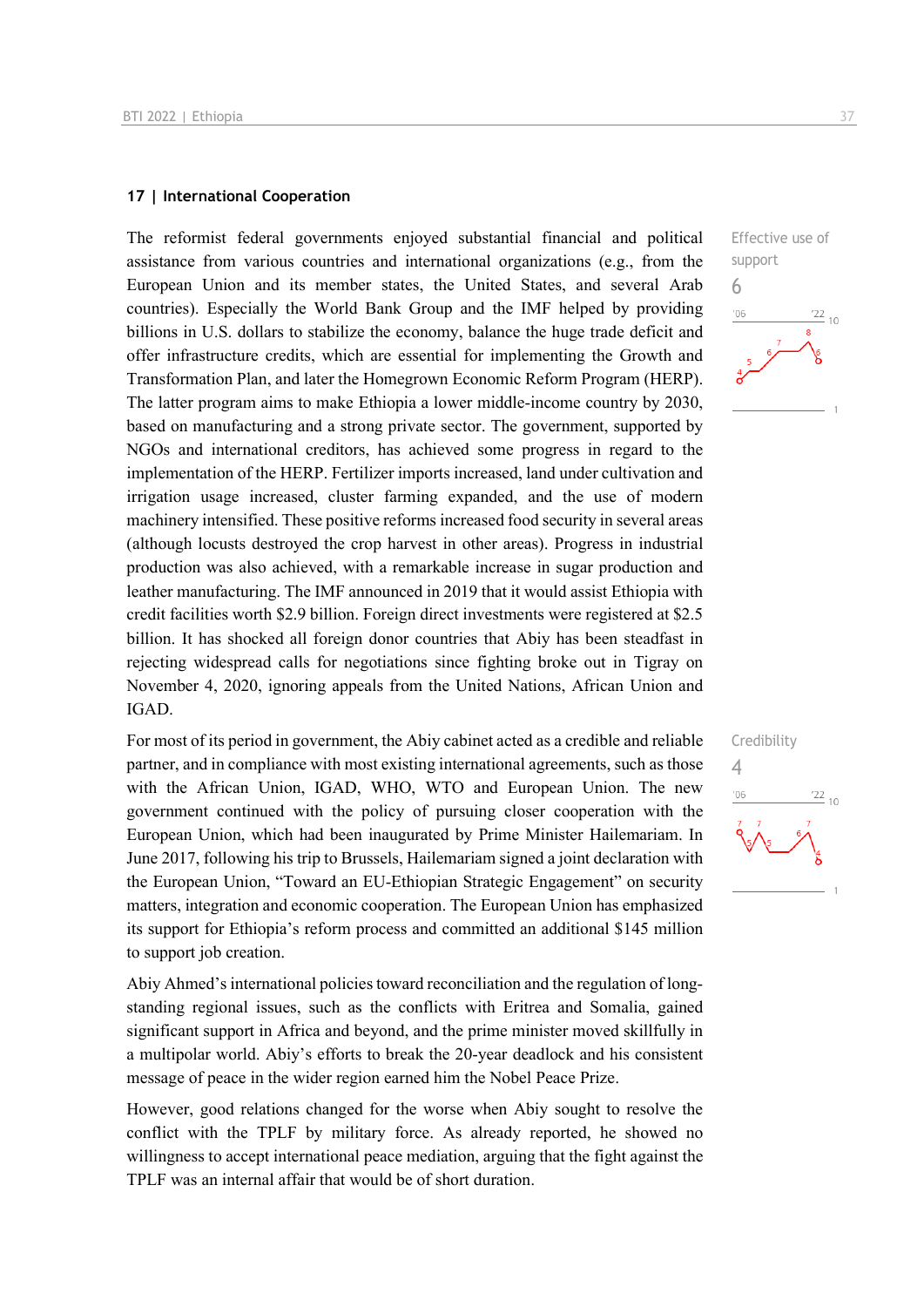## 17 | International Cooperation

Effective use of support

6

The reformist federal governments enjoyed substantial financial and political assistance from various countries and international organizations (e.g., from the European Union and its member states, the United States, and several Arab countries). Especially the World Bank Group and the IMF helped by providing billions in U.S. dollars to stabilize the economy, balance the huge trade deficit and offer infrastructure credits, which are essential for implementing the Growth and Transformation Plan, and later the Homegrown Economic Reform Program (HERP). The latter program aims to make Ethiopia a lower middle-income country by 2030, based on manufacturing and a strong private sector. The government, supported by NGOs and international creditors, has achieved some progress in regard to the implementation of the HERP. Fertilizer imports increased, land under cultivation and irrigation usage increased, cluster farming expanded, and the use of modern machinery intensified. These positive reforms increased food security in several areas (although locusts destroyed the crop harvest in other areas). Progress in industrial production was also achieved, with a remarkable increase in sugar production and leather manufacturing. The IMF announced in 2019 that it would assist Ethiopia with credit facilities worth $2.9 billion. Foreign direct investments were registered at $2.5 billion. It has shocked all foreign donor countries that Abiy has been steadfast in rejecting widespread calls for negotiations since fighting broke out in Tigray on November 4, 2020, ignoring appeals from the United Nations, African Union and IGAD.

Credibility

4

For most of its period in government, the Abiy cabinet acted as a credible and reliable partner, and in compliance with most existing international agreements, such as those with the African Union, IGAD, WHO, WTO and European Union. The new government continued with the policy of pursuing closer cooperation with the European Union, which had been inaugurated by Prime Minister Hailemariam. In June 2017, following his trip to Brussels, Hailemariam signed a joint declaration with the European Union, "Toward an EU-Ethiopian Strategic Engagement" on security matters, integration and economic cooperation. The European Union has emphasized its support for Ethiopia's reform process and committed an additional $145 million to support job creation.

Abiy Ahmed's international policies toward reconciliation and the regulation of long-standing regional issues, such as the conflicts with Eritrea and Somalia, gained significant support in Africa and beyond, and the prime minister moved skillfully in a multipolar world. Abiy's efforts to break the 20-year deadlock and his consistent message of peace in the wider region earned him the Nobel Peace Prize.

However, good relations changed for the worse when Abiy sought to resolve the conflict with the TPLF by military force. As already reported, he showed no willingness to accept international peace mediation, arguing that the fight against the TPLF was an internal affair that would be of short duration.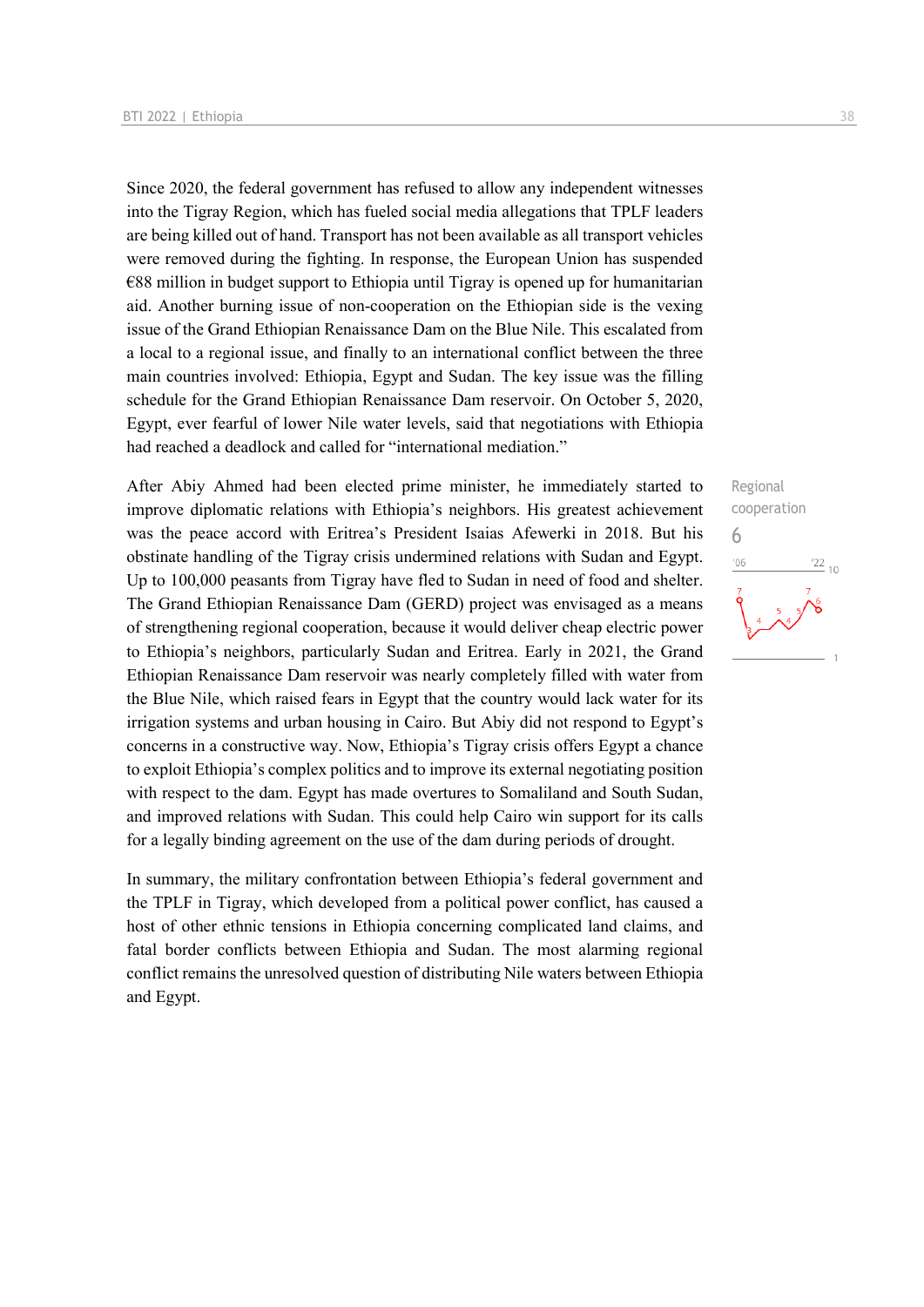Since 2020, the federal government has refused to allow any independent witnesses into the Tigray Region, which has fueled social media allegations that TPLF leaders are being killed out of hand. Transport has not been available as all transport vehicles were removed during the fighting. In response, the European Union has suspended €88 million in budget support to Ethiopia until Tigray is opened up for humanitarian aid. Another burning issue of non-cooperation on the Ethiopian side is the vexing issue of the Grand Ethiopian Renaissance Dam on the Blue Nile. This escalated from a local to a regional issue, and finally to an international conflict between the three main countries involved: Ethiopia, Egypt and Sudan. The key issue was the filling schedule for the Grand Ethiopian Renaissance Dam reservoir. On October 5, 2020, Egypt, ever fearful of lower Nile water levels, said that negotiations with Ethiopia had reached a deadlock and called for "international mediation."

Regional cooperation
6

After Abiy Ahmed had been elected prime minister, he immediately started to improve diplomatic relations with Ethiopia's neighbors. His greatest achievement was the peace accord with Eritrea's President Isaias Afewerki in 2018. But his obstinate handling of the Tigray crisis undermined relations with Sudan and Egypt. Up to 100,000 peasants from Tigray have fled to Sudan in need of food and shelter. The Grand Ethiopian Renaissance Dam (GERD) project was envisaged as a means of strengthening regional cooperation, because it would deliver cheap electric power to Ethiopia's neighbors, particularly Sudan and Eritrea. Early in 2021, the Grand Ethiopian Renaissance Dam reservoir was nearly completely filled with water from the Blue Nile, which raised fears in Egypt that the country would lack water for its irrigation systems and urban housing in Cairo. But Abiy did not respond to Egypt's concerns in a constructive way. Now, Ethiopia's Tigray crisis offers Egypt a chance to exploit Ethiopia's complex politics and to improve its external negotiating position with respect to the dam. Egypt has made overtures to Somaliland and South Sudan, and improved relations with Sudan. This could help Cairo win support for its calls for a legally binding agreement on the use of the dam during periods of drought.

In summary, the military confrontation between Ethiopia's federal government and the TPLF in Tigray, which developed from a political power conflict, has caused a host of other ethnic tensions in Ethiopia concerning complicated land claims, and fatal border conflicts between Ethiopia and Sudan. The most alarming regional conflict remains the unresolved question of distributing Nile waters between Ethiopia and Egypt.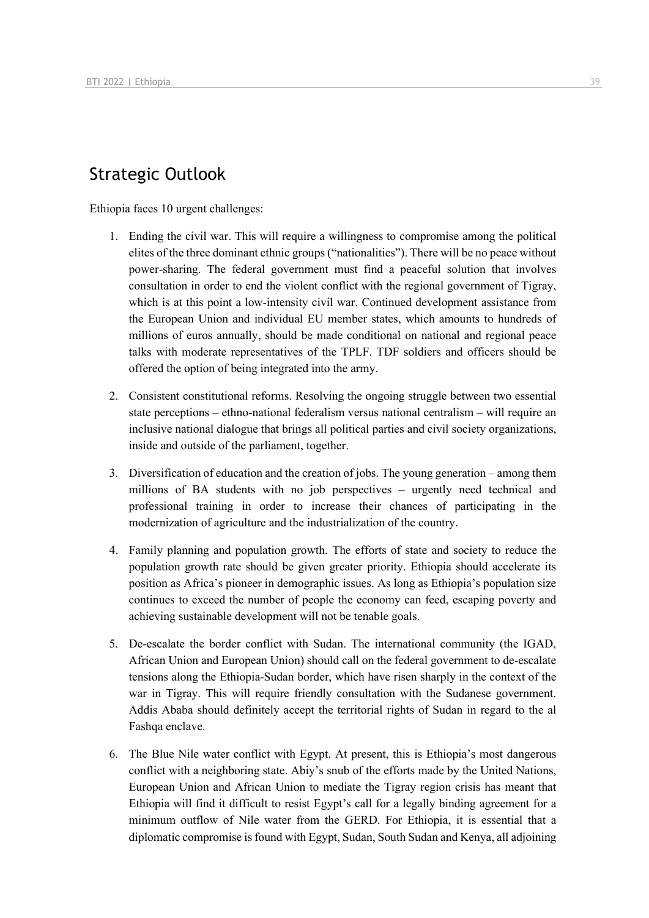## Strategic Outlook

Ethiopia faces 10 urgent challenges:

1. Ending the civil war. This will require a willingness to compromise among the political elites of the three dominant ethnic groups ("nationalities"). There will be no peace without power-sharing. The federal government must find a peaceful solution that involves consultation in order to end the violent conflict with the regional government of Tigray, which is at this point a low-intensity civil war. Continued development assistance from the European Union and individual EU member states, which amounts to hundreds of millions of euros annually, should be made conditional on national and regional peace talks with moderate representatives of the TPLF. TDF soldiers and officers should be offered the option of being integrated into the army.

2. Consistent constitutional reforms. Resolving the ongoing struggle between two essential state perceptions – ethno-national federalism versus national centralism – will require an inclusive national dialogue that brings all political parties and civil society organizations, inside and outside of the parliament, together.

3. Diversification of education and the creation of jobs. The young generation – among them millions of BA students with no job perspectives – urgently need technical and professional training in order to increase their chances of participating in the modernization of agriculture and the industrialization of the country.

4. Family planning and population growth. The efforts of state and society to reduce the population growth rate should be given greater priority. Ethiopia should accelerate its position as Africa's pioneer in demographic issues. As long as Ethiopia's population size continues to exceed the number of people the economy can feed, escaping poverty and achieving sustainable development will not be tenable goals.

5. De-escalate the border conflict with Sudan. The international community (the IGAD, African Union and European Union) should call on the federal government to de-escalate tensions along the Ethiopia-Sudan border, which have risen sharply in the context of the war in Tigray. This will require friendly consultation with the Sudanese government. Addis Ababa should definitely accept the territorial rights of Sudan in regard to the al Fashqa enclave.

6. The Blue Nile water conflict with Egypt. At present, this is Ethiopia's most dangerous conflict with a neighboring state. Abiy's snub of the efforts made by the United Nations, European Union and African Union to mediate the Tigray region crisis has meant that Ethiopia will find it difficult to resist Egypt's call for a legally binding agreement for a minimum outflow of Nile water from the GERD. For Ethiopia, it is essential that a diplomatic compromise is found with Egypt, Sudan, South Sudan and Kenya, all adjoining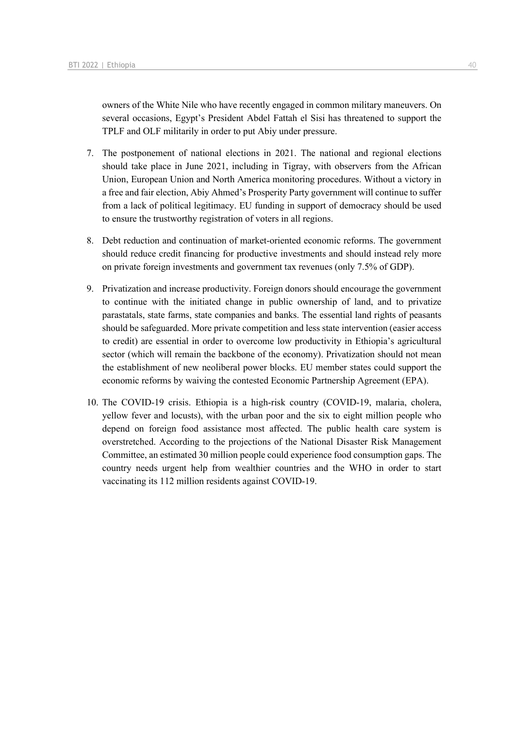owners of the White Nile who have recently engaged in common military maneuvers. On several occasions, Egypt's President Abdel Fattah el Sisi has threatened to support the TPLF and OLF militarily in order to put Abiy under pressure.

7. The postponement of national elections in 2021. The national and regional elections should take place in June 2021, including in Tigray, with observers from the African Union, European Union and North America monitoring procedures. Without a victory in a free and fair election, Abiy Ahmed's Prosperity Party government will continue to suffer from a lack of political legitimacy. EU funding in support of democracy should be used to ensure the trustworthy registration of voters in all regions.

8. Debt reduction and continuation of market-oriented economic reforms. The government should reduce credit financing for productive investments and should instead rely more on private foreign investments and government tax revenues (only 7.5% of GDP).

9. Privatization and increase productivity. Foreign donors should encourage the government to continue with the initiated change in public ownership of land, and to privatize parastatals, state farms, state companies and banks. The essential land rights of peasants should be safeguarded. More private competition and less state intervention (easier access to credit) are essential in order to overcome low productivity in Ethiopia's agricultural sector (which will remain the backbone of the economy). Privatization should not mean the establishment of new neoliberal power blocks. EU member states could support the economic reforms by waiving the contested Economic Partnership Agreement (EPA).

10. The COVID-19 crisis. Ethiopia is a high-risk country (COVID-19, malaria, cholera, yellow fever and locusts), with the urban poor and the six to eight million people who depend on foreign food assistance most affected. The public health care system is overstretched. According to the projections of the National Disaster Risk Management Committee, an estimated 30 million people could experience food consumption gaps. The country needs urgent help from wealthier countries and the WHO in order to start vaccinating its 112 million residents against COVID-19.